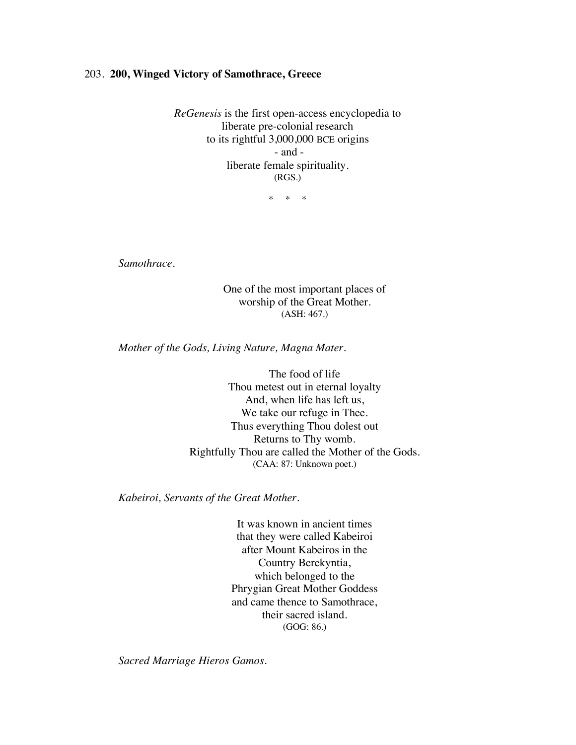203. **200, Winged Victory of Samothrace, Greece**

*ReGenesis* is the first open-access encyclopedia to
liberate pre-colonial research
to its rightful 3,000,000 BCE origins
\- and -
liberate female spirituality.
(RGS.)

\* \* \*

*Samothrace.*

One of the most important places of
worship of the Great Mother.
(ASH: 467.)

*Mother of the Gods, Living Nature, Magna Mater.*

The food of life
Thou metest out in eternal loyalty
And, when life has left us,
We take our refuge in Thee.
Thus everything Thou dolest out
Returns to Thy womb.
Rightfully Thou are called the Mother of the Gods.
(CAA: 87: Unknown poet.)

*Kabeiroi, Servants of the Great Mother.*

It was known in ancient times
that they were called Kabeiroi
after Mount Kabeiros in the
Country Berekyntia,
which belonged to the
Phrygian Great Mother Goddess
and came thence to Samothrace,
their sacred island.
(GOG: 86.)

*Sacred Marriage Hieros Gamos.*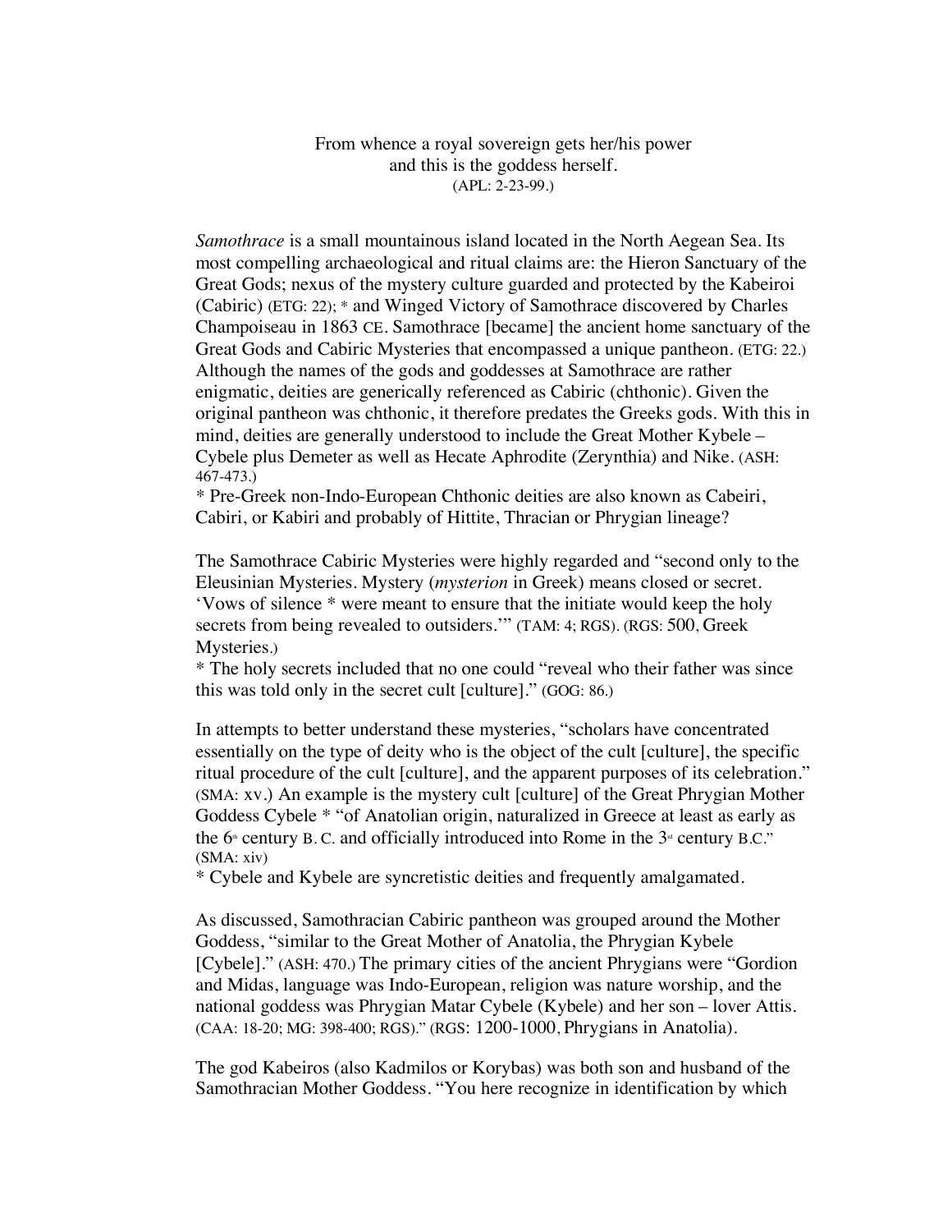From whence a royal sovereign gets her/his power
and this is the goddess herself.
(APL: 2-23-99.)

*Samothrace* is a small mountainous island located in the North Aegean Sea. Its most compelling archaeological and ritual claims are: the Hieron Sanctuary of the Great Gods; nexus of the mystery culture guarded and protected by the Kabeiroi (Cabiric) (ETG: 22); * and Winged Victory of Samothrace discovered by Charles Champoiseau in 1863 CE. Samothrace [became] the ancient home sanctuary of the Great Gods and Cabiric Mysteries that encompassed a unique pantheon. (ETG: 22.) Although the names of the gods and goddesses at Samothrace are rather enigmatic, deities are generically referenced as Cabiric (chthonic). Given the original pantheon was chthonic, it therefore predates the Greeks gods. With this in mind, deities are generally understood to include the Great Mother Kybele – Cybele plus Demeter as well as Hecate Aphrodite (Zerynthia) and Nike. (ASH: 467-473.)

* Pre-Greek non-Indo-European Chthonic deities are also known as Cabeiri, Cabiri, or Kabiri and probably of Hittite, Thracian or Phrygian lineage?

The Samothrace Cabiric Mysteries were highly regarded and "second only to the Eleusinian Mysteries. Mystery (*mysterion* in Greek) means closed or secret. 'Vows of silence * were meant to ensure that the initiate would keep the holy secrets from being revealed to outsiders.'" (TAM: 4; RGS). (RGS: 500, Greek Mysteries.)

* The holy secrets included that no one could "reveal who their father was since this was told only in the secret cult [culture]." (GOG: 86.)

In attempts to better understand these mysteries, "scholars have concentrated essentially on the type of deity who is the object of the cult [culture], the specific ritual procedure of the cult [culture], and the apparent purposes of its celebration." (SMA: xv.) An example is the mystery cult [culture] of the Great Phrygian Mother Goddess Cybele * "of Anatolian origin, naturalized in Greece at least as early as the 6th century B. C. and officially introduced into Rome in the 3rd century B.C." (SMA: xiv)

* Cybele and Kybele are syncretistic deities and frequently amalgamated.

As discussed, Samothracian Cabiric pantheon was grouped around the Mother Goddess, "similar to the Great Mother of Anatolia, the Phrygian Kybele [Cybele]." (ASH: 470.) The primary cities of the ancient Phrygians were "Gordion and Midas, language was Indo-European, religion was nature worship, and the national goddess was Phrygian Matar Cybele (Kybele) and her son – lover Attis. (CAA: 18-20; MG: 398-400; RGS)." (RGS: 1200-1000, Phrygians in Anatolia).

The god Kabeiros (also Kadmilos or Korybas) was both son and husband of the Samothracian Mother Goddess. "You here recognize in identification by which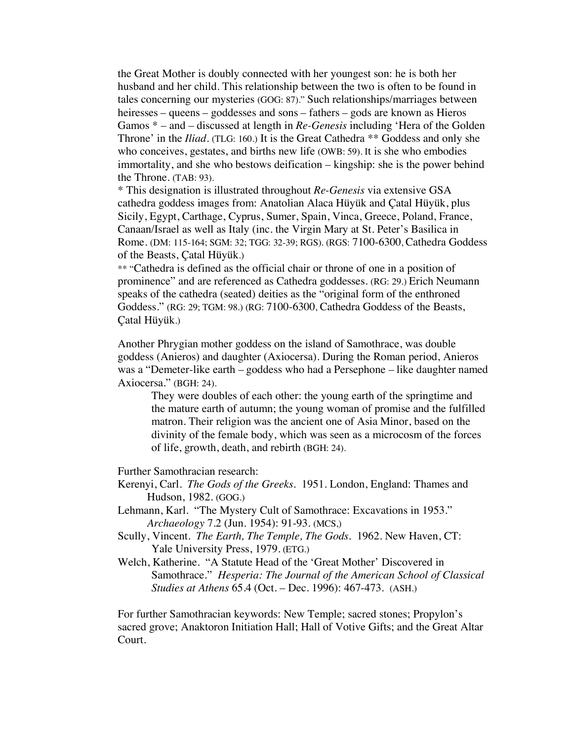the Great Mother is doubly connected with her youngest son: he is both her husband and her child. This relationship between the two is often to be found in tales concerning our mysteries (GOG: 87)." Such relationships/marriages between heiresses – queens – goddesses and sons – fathers – gods are known as Hieros Gamos * – and – discussed at length in *Re-Genesis* including 'Hera of the Golden Throne' in the *Iliad*. (TLG: 160.) It is the Great Cathedra ** Goddess and only she who conceives, gestates, and births new life (OWB: 59). It is she who embodies immortality, and she who bestows deification – kingship: she is the power behind the Throne. (TAB: 93).

* This designation is illustrated throughout *Re-Genesis* via extensive GSA cathedra goddess images from: Anatolian Alaca Hüyük and Çatal Hüyük, plus Sicily, Egypt, Carthage, Cyprus, Sumer, Spain, Vinca, Greece, Poland, France, Canaan/Israel as well as Italy (inc. the Virgin Mary at St. Peter's Basilica in Rome. (DM: 115-164; SGM: 32; TGG: 32-39; RGS). (RGS: 7100-6300, Cathedra Goddess of the Beasts, Çatal Hüyük.)

** "Cathedra is defined as the official chair or throne of one in a position of prominence" and are referenced as Cathedra goddesses. (RG: 29.) Erich Neumann speaks of the cathedra (seated) deities as the "original form of the enthroned Goddess." (RG: 29; TGM: 98.) (RG: 7100-6300, Cathedra Goddess of the Beasts, Çatal Hüyük.)

Another Phrygian mother goddess on the island of Samothrace, was double goddess (Anieros) and daughter (Axiocersa). During the Roman period, Anieros was a "Demeter-like earth – goddess who had a Persephone – like daughter named Axiocersa." (BGH: 24).

> They were doubles of each other: the young earth of the springtime and the mature earth of autumn; the young woman of promise and the fulfilled matron. Their religion was the ancient one of Asia Minor, based on the divinity of the female body, which was seen as a microcosm of the forces of life, growth, death, and rebirth (BGH: 24).

Further Samothracian research:

Kerenyi, Carl. *The Gods of the Greeks*. 1951. London, England: Thames and Hudson, 1982. (GOG.)

Lehmann, Karl. "The Mystery Cult of Samothrace: Excavations in 1953." *Archaeology* 7.2 (Jun. 1954): 91-93. (MCS,)

Scully, Vincent. *The Earth, The Temple, The Gods*. 1962. New Haven, CT: Yale University Press, 1979. (ETG.)

Welch, Katherine. "A Statute Head of the 'Great Mother' Discovered in Samothrace." *Hesperia: The Journal of the American School of Classical Studies at Athens* 65.4 (Oct. – Dec. 1996): 467-473. (ASH.)

For further Samothracian keywords: New Temple; sacred stones; Propylon's sacred grove; Anaktoron Initiation Hall; Hall of Votive Gifts; and the Great Altar Court.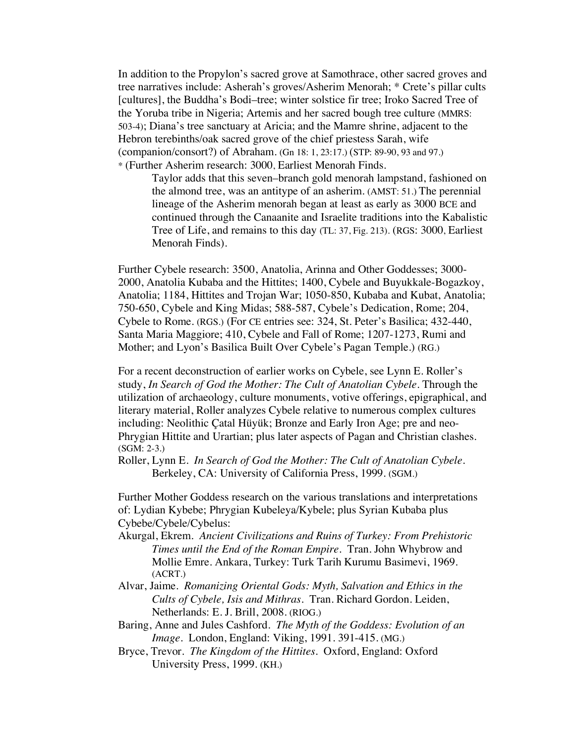In addition to the Propylon's sacred grove at Samothrace, other sacred groves and tree narratives include: Asherah's groves/Asherim Menorah; * Crete's pillar cults [cultures], the Buddha's Bodi–tree; winter solstice fir tree; Iroko Sacred Tree of the Yoruba tribe in Nigeria; Artemis and her sacred bough tree culture (MMRS: 503-4); Diana's tree sanctuary at Aricia; and the Mamre shrine, adjacent to the Hebron terebinths/oak sacred grove of the chief priestess Sarah, wife (companion/consort?) of Abraham. (Gn 18: 1, 23:17.) (STP: 89-90, 93 and 97.)

\* (Further Asherim research: 3000, Earliest Menorah Finds.

> Taylor adds that this seven–branch gold menorah lampstand, fashioned on the almond tree, was an antitype of an asherim. (AMST: 51.) The perennial lineage of the Asherim menorah began at least as early as 3000 BCE and continued through the Canaanite and Israelite traditions into the Kabalistic Tree of Life, and remains to this day (TL: 37, Fig. 213). (RGS: 3000, Earliest Menorah Finds).

Further Cybele research: 3500, Anatolia, Arinna and Other Goddesses; 3000-2000, Anatolia Kubaba and the Hittites; 1400, Cybele and Buyukkale-Bogazkoy, Anatolia; 1184, Hittites and Trojan War; 1050-850, Kubaba and Kubat, Anatolia; 750-650, Cybele and King Midas; 588-587, Cybele's Dedication, Rome; 204, Cybele to Rome. (RGS.) (For CE entries see: 324, St. Peter's Basilica; 432-440, Santa Maria Maggiore; 410, Cybele and Fall of Rome; 1207-1273, Rumi and Mother; and Lyon's Basilica Built Over Cybele's Pagan Temple.) (RG.)

For a recent deconstruction of earlier works on Cybele, see Lynn E. Roller's study, *In Search of God the Mother: The Cult of Anatolian Cybele*. Through the utilization of archaeology, culture monuments, votive offerings, epigraphical, and literary material, Roller analyzes Cybele relative to numerous complex cultures including: Neolithic Çatal Hüyük; Bronze and Early Iron Age; pre and neo-Phrygian Hittite and Urartian; plus later aspects of Pagan and Christian clashes. (SGM: 2-3.)

Roller, Lynn E. *In Search of God the Mother: The Cult of Anatolian Cybele*. Berkeley, CA: University of California Press, 1999. (SGM.)

Further Mother Goddess research on the various translations and interpretations of: Lydian Kybebe; Phrygian Kubeleya/Kybele; plus Syrian Kubaba plus Cybebe/Cybele/Cybelus:

Akurgal, Ekrem. *Ancient Civilizations and Ruins of Turkey: From Prehistoric Times until the End of the Roman Empire*. Tran. John Whybrow and Mollie Emre. Ankara, Turkey: Turk Tarih Kurumu Basimevi, 1969. (ACRT.)

Alvar, Jaime. *Romanizing Oriental Gods: Myth, Salvation and Ethics in the Cults of Cybele, Isis and Mithras*. Tran. Richard Gordon. Leiden, Netherlands: E. J. Brill, 2008. (RIOG.)

Baring, Anne and Jules Cashford. *The Myth of the Goddess: Evolution of an Image*. London, England: Viking, 1991. 391-415. (MG.)

Bryce, Trevor. *The Kingdom of the Hittites*. Oxford, England: Oxford University Press, 1999. (KH.)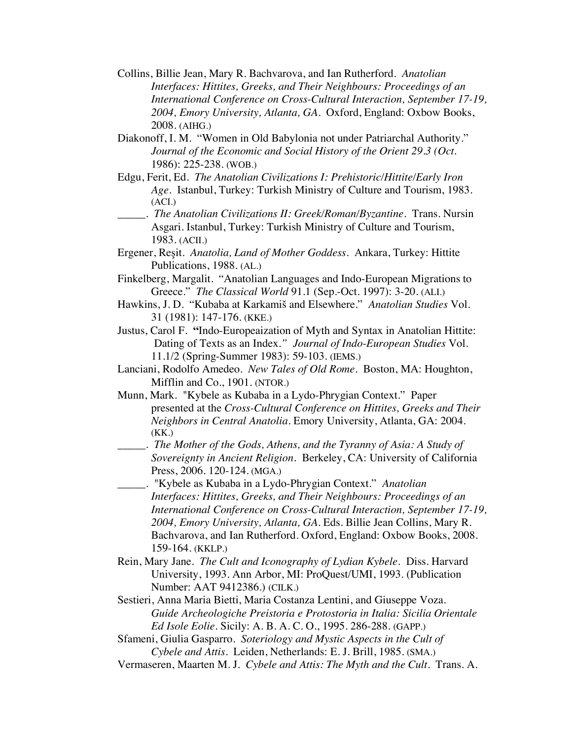Collins, Billie Jean, Mary R. Bachvarova, and Ian Rutherford. *Anatolian Interfaces: Hittites, Greeks, and Their Neighbours: Proceedings of an International Conference on Cross-Cultural Interaction, September 17-19, 2004, Emory University, Atlanta, GA*. Oxford, England: Oxbow Books, 2008. (AIHG.)

Diakonoff, I. M. "Women in Old Babylonia not under Patriarchal Authority." *Journal of the Economic and Social History of the Orient 29.3 (Oct.* 1986): 225-238. (WOB.)

Edgu, Ferit, Ed. *The Anatolian Civilizations I: Prehistoric/Hittite/Early Iron Age*. Istanbul, Turkey: Turkish Ministry of Culture and Tourism, 1983. (ACI.)

_____. *The Anatolian Civilizations II: Greek/Roman/Byzantine*. Trans. Nursin Asgari. Istanbul, Turkey: Turkish Ministry of Culture and Tourism, 1983. (ACII.)

Ergener, Reşit. *Anatolia, Land of Mother Goddess*. Ankara, Turkey: Hittite Publications, 1988. (AL.)

Finkelberg, Margalit. "Anatolian Languages and Indo-European Migrations to Greece." *The Classical World* 91.1 (Sep.-Oct. 1997): 3-20. (ALI.)

Hawkins, J. D. "Kubaba at Karkamiš and Elsewhere." *Anatolian Studies* Vol. 31 (1981): 147-176. (KKE.)

Justus, Carol F. **"**Indo-Europeaization of Myth and Syntax in Anatolian Hittite: Dating of Texts as an Index.*" Journal of Indo-European Studies* Vol. 11.1/2 (Spring-Summer 1983): 59-103. (IEMS.)

Lanciani, Rodolfo Amedeo. *New Tales of Old Rome*. Boston, MA: Houghton, Mifflin and Co., 1901. (NTOR.)

Munn, Mark. "Kybele as Kubaba in a Lydo-Phrygian Context." Paper presented at the *Cross-Cultural Conference on Hittites, Greeks and Their Neighbors in Central Anatolia*. Emory University, Atlanta, GA: 2004. (KK.)

_____. *The Mother of the Gods, Athens, and the Tyranny of Asia: A Study of Sovereignty in Ancient Religion*. Berkeley, CA: University of California Press, 2006. 120-124. (MGA.)

_____. "Kybele as Kubaba in a Lydo-Phrygian Context." *Anatolian Interfaces: Hittites, Greeks, and Their Neighbours: Proceedings of an International Conference on Cross-Cultural Interaction, September 17-19, 2004, Emory University, Atlanta, GA*. Eds. Billie Jean Collins, Mary R. Bachvarova, and Ian Rutherford. Oxford, England: Oxbow Books, 2008. 159-164. (KKLP.)

Rein, Mary Jane. *The Cult and Iconography of Lydian Kybele*. Diss. Harvard University, 1993. Ann Arbor, MI: ProQuest/UMI, 1993. (Publication Number: AAT 9412386.) (CILK.)

Sestieri, Anna Maria Bietti, Maria Costanza Lentini, and Giuseppe Voza. *Guide Archeologiche Preistoria e Protostoria in Italia: Sicilia Orientale Ed Isole Eolie*. Sicily: A. B. A. C. O., 1995. 286-288. (GAPP.)

Sfameni, Giulia Gasparro. *Soteriology and Mystic Aspects in the Cult of Cybele and Attis*. Leiden, Netherlands: E. J. Brill, 1985. (SMA.)

Vermaseren, Maarten M. J. *Cybele and Attis: The Myth and the Cult*. Trans. A.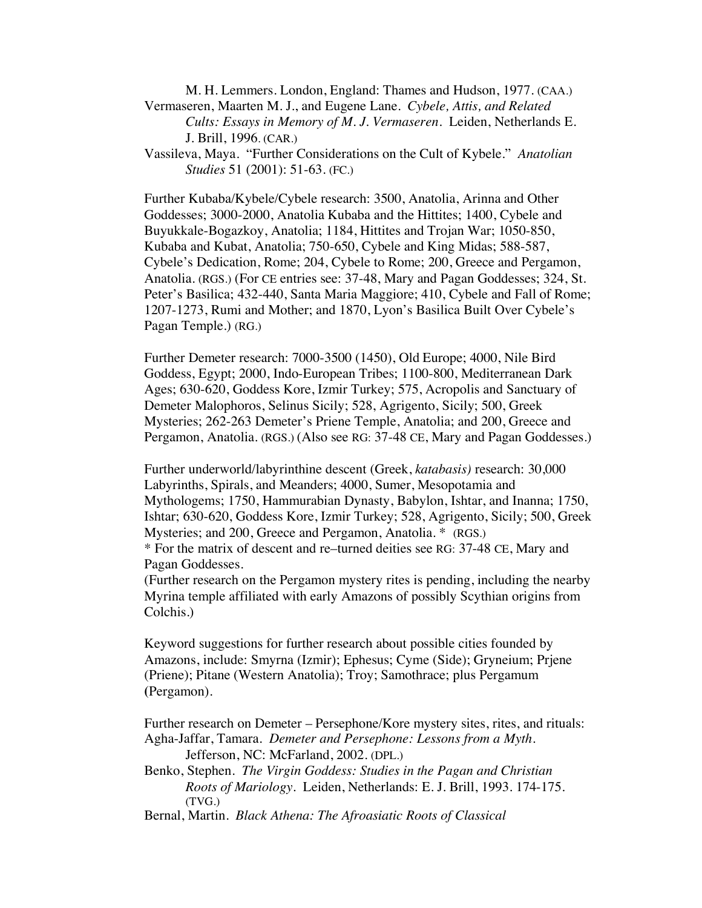M. H. Lemmers. London, England: Thames and Hudson, 1977. (CAA.)

Vermaseren, Maarten M. J., and Eugene Lane. *Cybele, Attis, and Related Cults: Essays in Memory of M. J. Vermaseren*. Leiden, Netherlands E. J. Brill, 1996. (CAR.)

Vassileva, Maya. "Further Considerations on the Cult of Kybele." *Anatolian Studies* 51 (2001): 51-63. (FC.)

Further Kubaba/Kybele/Cybele research: 3500, Anatolia, Arinna and Other Goddesses; 3000-2000, Anatolia Kubaba and the Hittites; 1400, Cybele and Buyukkale-Bogazkoy, Anatolia; 1184, Hittites and Trojan War; 1050-850, Kubaba and Kubat, Anatolia; 750-650, Cybele and King Midas; 588-587, Cybele's Dedication, Rome; 204, Cybele to Rome; 200, Greece and Pergamon, Anatolia. (RGS.) (For CE entries see: 37-48, Mary and Pagan Goddesses; 324, St. Peter's Basilica; 432-440, Santa Maria Maggiore; 410, Cybele and Fall of Rome; 1207-1273, Rumi and Mother; and 1870, Lyon's Basilica Built Over Cybele's Pagan Temple.) (RG.)

Further Demeter research: 7000-3500 (1450), Old Europe; 4000, Nile Bird Goddess, Egypt; 2000, Indo-European Tribes; 1100-800, Mediterranean Dark Ages; 630-620, Goddess Kore, Izmir Turkey; 575, Acropolis and Sanctuary of Demeter Malophoros, Selinus Sicily; 528, Agrigento, Sicily; 500, Greek Mysteries; 262-263 Demeter's Priene Temple, Anatolia; and 200, Greece and Pergamon, Anatolia. (RGS.) (Also see RG: 37-48 CE, Mary and Pagan Goddesses.)

Further underworld/labyrinthine descent (Greek, *katabasis)* research: 30,000 Labyrinths, Spirals, and Meanders; 4000, Sumer, Mesopotamia and Mythologems; 1750, Hammurabian Dynasty, Babylon, Ishtar, and Inanna; 1750, Ishtar; 630-620, Goddess Kore, Izmir Turkey; 528, Agrigento, Sicily; 500, Greek Mysteries; and 200, Greece and Pergamon, Anatolia. * (RGS.)
* For the matrix of descent and re–turned deities see RG: 37-48 CE, Mary and Pagan Goddesses.
(Further research on the Pergamon mystery rites is pending, including the nearby Myrina temple affiliated with early Amazons of possibly Scythian origins from Colchis.)

Keyword suggestions for further research about possible cities founded by Amazons, include: Smyrna (Izmir); Ephesus; Cyme (Side); Gryneium; Prjene (Priene); Pitane (Western Anatolia); Troy; Samothrace; plus Pergamum (Pergamon).

Further research on Demeter – Persephone/Kore mystery sites, rites, and rituals:

Agha-Jaffar, Tamara. *Demeter and Persephone: Lessons from a Myth*. Jefferson, NC: McFarland, 2002. (DPL.)

Benko, Stephen. *The Virgin Goddess: Studies in the Pagan and Christian Roots of Mariology*. Leiden, Netherlands: E. J. Brill, 1993. 174-175. (TVG.)

Bernal, Martin. *Black Athena: The Afroasiatic Roots of Classical*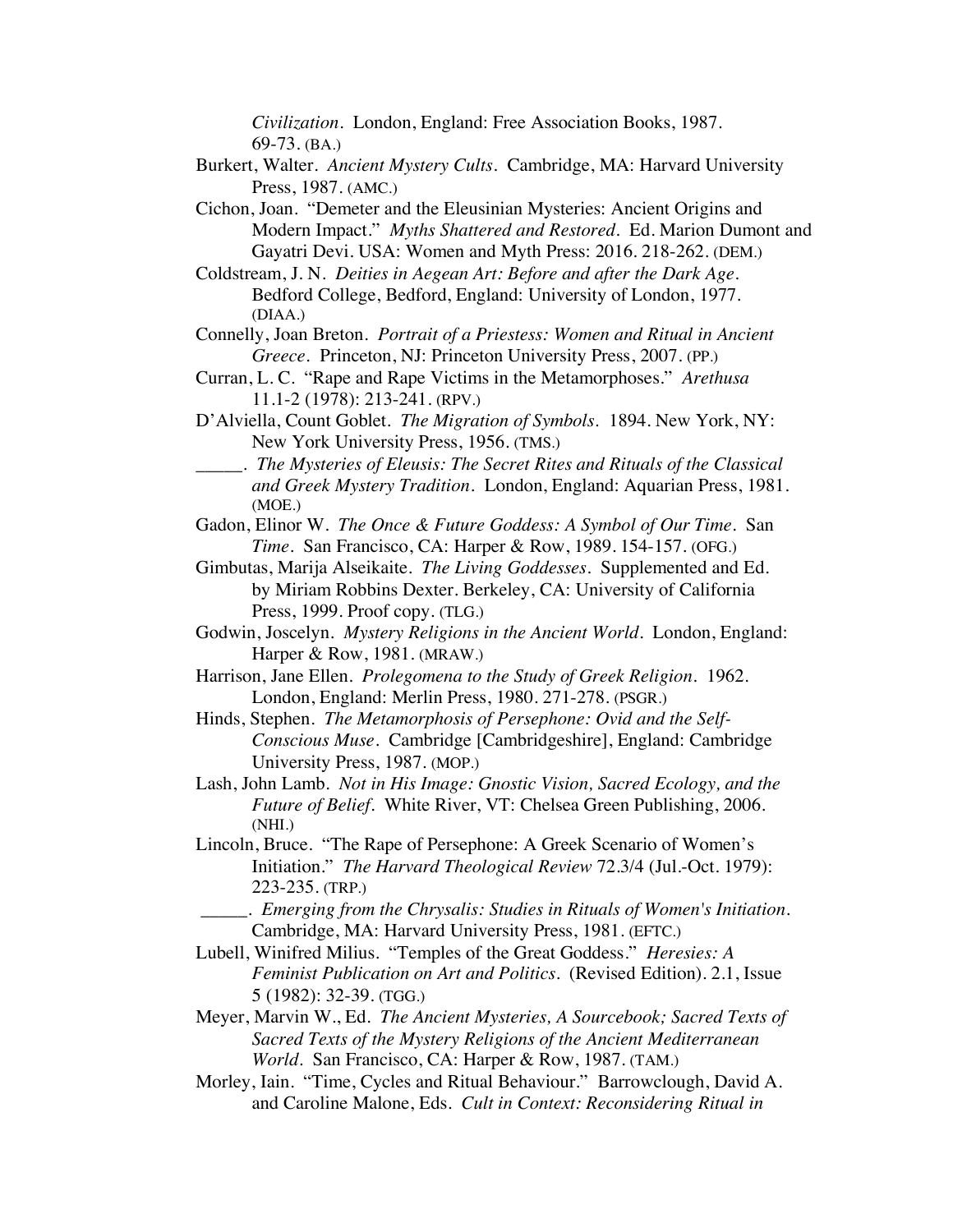*Civilization*. London, England: Free Association Books, 1987. 69-73. (BA.)

Burkert, Walter. *Ancient Mystery Cults*. Cambridge, MA: Harvard University Press, 1987. (AMC.)

Cichon, Joan. "Demeter and the Eleusinian Mysteries: Ancient Origins and Modern Impact." *Myths Shattered and Restored*. Ed. Marion Dumont and Gayatri Devi. USA: Women and Myth Press: 2016. 218-262. (DEM.)

Coldstream, J. N. *Deities in Aegean Art: Before and after the Dark Age*. Bedford College, Bedford, England: University of London, 1977. (DIAA.)

Connelly, Joan Breton. *Portrait of a Priestess: Women and Ritual in Ancient Greece*. Princeton, NJ: Princeton University Press, 2007. (PP.)

Curran, L. C. "Rape and Rape Victims in the Metamorphoses." *Arethusa* 11.1-2 (1978): 213-241. (RPV.)

D'Alviella, Count Goblet. *The Migration of Symbols*. 1894. New York, NY: New York University Press, 1956. (TMS.)

_____. *The Mysteries of Eleusis: The Secret Rites and Rituals of the Classical and Greek Mystery Tradition*. London, England: Aquarian Press, 1981. (MOE.)

Gadon, Elinor W. *The Once & Future Goddess: A Symbol of Our Time*. San *Time*. San Francisco, CA: Harper & Row, 1989. 154-157. (OFG.)

Gimbutas, Marija Alseikaite. *The Living Goddesses*. Supplemented and Ed. by Miriam Robbins Dexter. Berkeley, CA: University of California Press, 1999. Proof copy. (TLG.)

Godwin, Joscelyn. *Mystery Religions in the Ancient World*. London, England: Harper & Row, 1981. (MRAW.)

Harrison, Jane Ellen. *Prolegomena to the Study of Greek Religion*. 1962. London, England: Merlin Press, 1980. 271-278. (PSGR.)

Hinds, Stephen. *The Metamorphosis of Persephone: Ovid and the Self-Conscious Muse*. Cambridge [Cambridgeshire], England: Cambridge University Press, 1987. (MOP.)

Lash, John Lamb. *Not in His Image: Gnostic Vision, Sacred Ecology, and the Future of Belief*. White River, VT: Chelsea Green Publishing, 2006. (NHI.)

Lincoln, Bruce. "The Rape of Persephone: A Greek Scenario of Women's Initiation." *The Harvard Theological Review* 72.3/4 (Jul.-Oct. 1979): 223-235. (TRP.)

_____. *Emerging from the Chrysalis: Studies in Rituals of Women's Initiation*. Cambridge, MA: Harvard University Press, 1981. (EFTC.)

Lubell, Winifred Milius. "Temples of the Great Goddess." *Heresies: A Feminist Publication on Art and Politics*. (Revised Edition). 2.1, Issue 5 (1982): 32-39. (TGG.)

Meyer, Marvin W., Ed. *The Ancient Mysteries, A Sourcebook; Sacred Texts of Sacred Texts of the Mystery Religions of the Ancient Mediterranean World*. San Francisco, CA: Harper & Row, 1987. (TAM.)

Morley, Iain. "Time, Cycles and Ritual Behaviour." Barrowclough, David A. and Caroline Malone, Eds. *Cult in Context: Reconsidering Ritual in*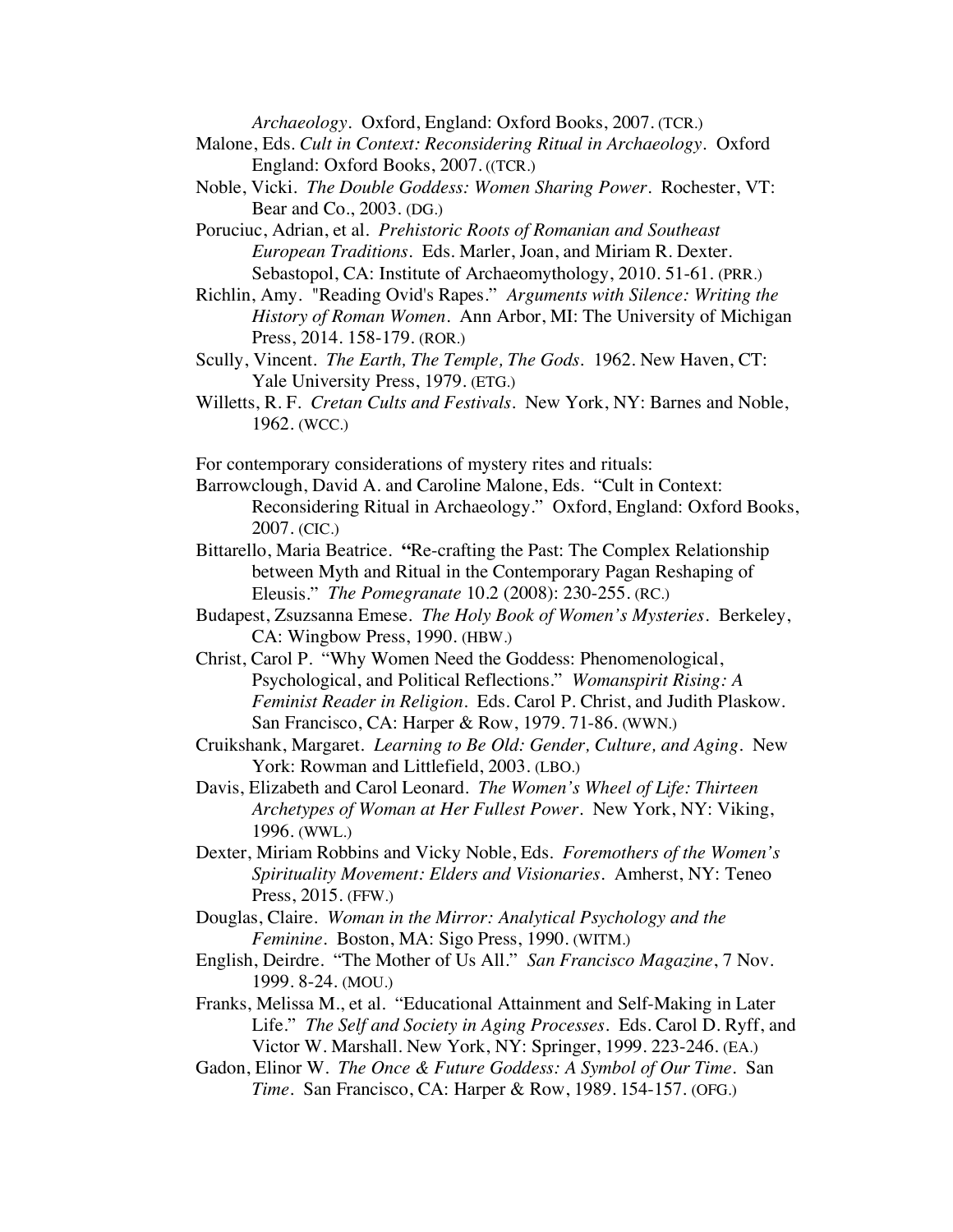*Archaeology*. Oxford, England: Oxford Books, 2007. (TCR.)

Malone, Eds. *Cult in Context: Reconsidering Ritual in Archaeology*. Oxford England: Oxford Books, 2007. ((TCR.)

Noble, Vicki. *The Double Goddess: Women Sharing Power*. Rochester, VT: Bear and Co., 2003. (DG.)

Poruciuc, Adrian, et al. *Prehistoric Roots of Romanian and Southeast European Traditions*. Eds. Marler, Joan, and Miriam R. Dexter. Sebastopol, CA: Institute of Archaeomythology, 2010. 51-61. (PRR.)

Richlin, Amy. "Reading Ovid's Rapes." *Arguments with Silence: Writing the History of Roman Women*. Ann Arbor, MI: The University of Michigan Press, 2014. 158-179. (ROR.)

Scully, Vincent. *The Earth, The Temple, The Gods*. 1962. New Haven, CT: Yale University Press, 1979. (ETG.)

Willetts, R. F. *Cretan Cults and Festivals*. New York, NY: Barnes and Noble, 1962. (WCC.)

For contemporary considerations of mystery rites and rituals:

Barrowclough, David A. and Caroline Malone, Eds. "Cult in Context: Reconsidering Ritual in Archaeology." Oxford, England: Oxford Books, 2007. (CIC.)

Bittarello, Maria Beatrice. **"**Re-crafting the Past: The Complex Relationship between Myth and Ritual in the Contemporary Pagan Reshaping of Eleusis." *The Pomegranate* 10.2 (2008): 230-255. (RC.)

Budapest, Zsuzsanna Emese. *The Holy Book of Women's Mysteries*. Berkeley, CA: Wingbow Press, 1990. (HBW.)

Christ, Carol P. "Why Women Need the Goddess: Phenomenological, Psychological, and Political Reflections." *Womanspirit Rising: A Feminist Reader in Religion*. Eds. Carol P. Christ, and Judith Plaskow. San Francisco, CA: Harper & Row, 1979. 71-86. (WWN.)

Cruikshank, Margaret. *Learning to Be Old: Gender, Culture, and Aging*. New York: Rowman and Littlefield, 2003. (LBO.)

Davis, Elizabeth and Carol Leonard. *The Women's Wheel of Life: Thirteen Archetypes of Woman at Her Fullest Power*. New York, NY: Viking, 1996. (WWL.)

Dexter, Miriam Robbins and Vicky Noble, Eds. *Foremothers of the Women's Spirituality Movement: Elders and Visionaries*. Amherst, NY: Teneo Press, 2015. (FFW.)

Douglas, Claire. *Woman in the Mirror: Analytical Psychology and the Feminine*. Boston, MA: Sigo Press, 1990. (WITM.)

English, Deirdre. "The Mother of Us All." *San Francisco Magazine*, 7 Nov. 1999. 8-24. (MOU.)

Franks, Melissa M., et al. "Educational Attainment and Self-Making in Later Life." *The Self and Society in Aging Processes*. Eds. Carol D. Ryff, and Victor W. Marshall. New York, NY: Springer, 1999. 223-246. (EA.)

Gadon, Elinor W. *The Once & Future Goddess: A Symbol of Our Time*. San *Time*. San Francisco, CA: Harper & Row, 1989. 154-157. (OFG.)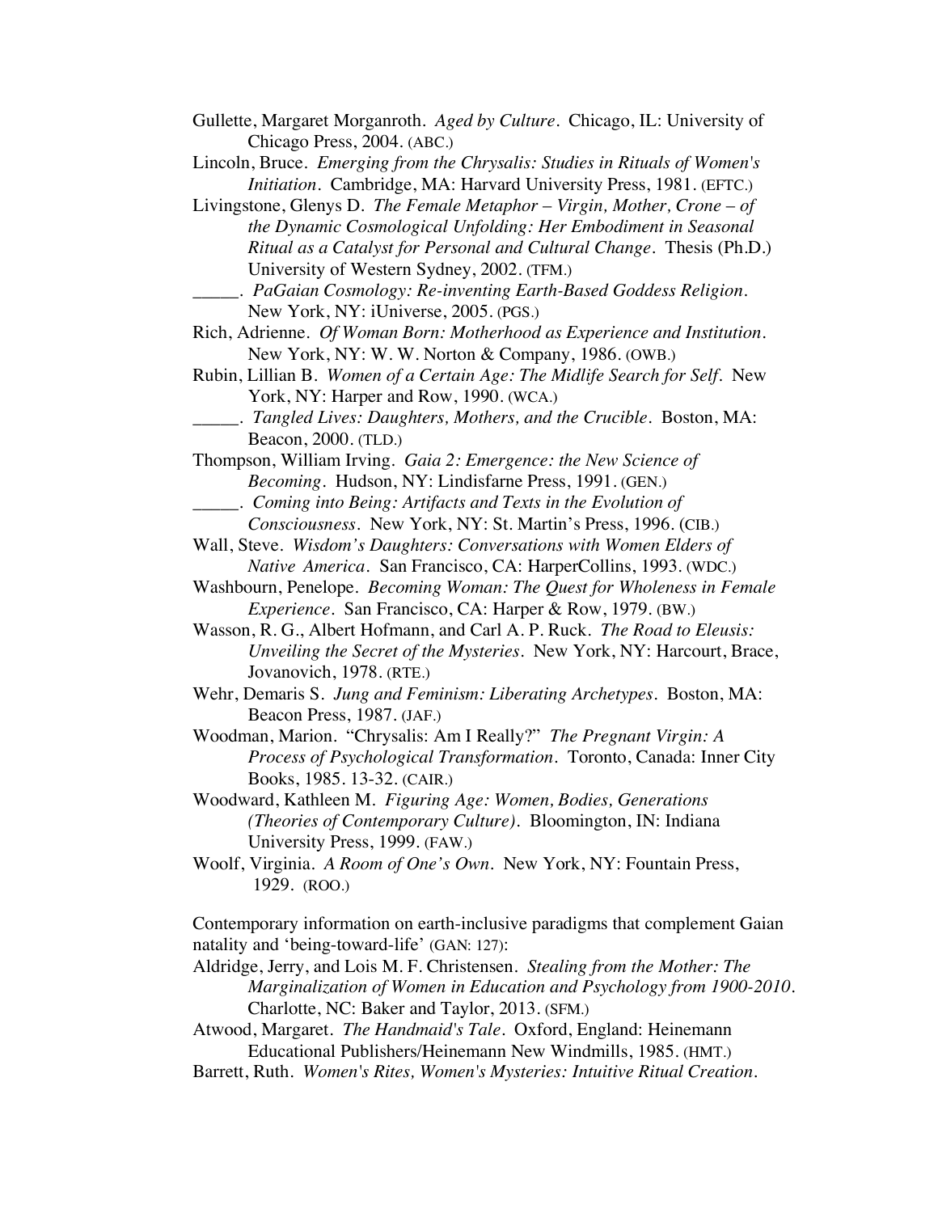Gullette, Margaret Morganroth. *Aged by Culture*. Chicago, IL: University of Chicago Press, 2004. (ABC.)

Lincoln, Bruce. *Emerging from the Chrysalis: Studies in Rituals of Women's Initiation*. Cambridge, MA: Harvard University Press, 1981. (EFTC.)

Livingstone, Glenys D. *The Female Metaphor – Virgin, Mother, Crone – of the Dynamic Cosmological Unfolding: Her Embodiment in Seasonal Ritual as a Catalyst for Personal and Cultural Change*. Thesis (Ph.D.) University of Western Sydney, 2002. (TFM.)

_____. *PaGaian Cosmology: Re-inventing Earth-Based Goddess Religion*. New York, NY: iUniverse, 2005. (PGS.)

Rich, Adrienne. *Of Woman Born: Motherhood as Experience and Institution*. New York, NY: W. W. Norton & Company, 1986. (OWB.)

Rubin, Lillian B. *Women of a Certain Age: The Midlife Search for Self*. New York, NY: Harper and Row, 1990. (WCA.)

_____. *Tangled Lives: Daughters, Mothers, and the Crucible*. Boston, MA: Beacon, 2000. (TLD.)

Thompson, William Irving. *Gaia 2: Emergence: the New Science of Becoming*. Hudson, NY: Lindisfarne Press, 1991. (GEN.)

_____. *Coming into Being: Artifacts and Texts in the Evolution of Consciousness*. New York, NY: St. Martin's Press, 1996. (CIB.)

Wall, Steve. *Wisdom's Daughters: Conversations with Women Elders of Native America*. San Francisco, CA: HarperCollins, 1993. (WDC.)

Washbourn, Penelope. *Becoming Woman: The Quest for Wholeness in Female Experience*. San Francisco, CA: Harper & Row, 1979. (BW.)

Wasson, R. G., Albert Hofmann, and Carl A. P. Ruck. *The Road to Eleusis: Unveiling the Secret of the Mysteries*. New York, NY: Harcourt, Brace, Jovanovich, 1978. (RTE.)

Wehr, Demaris S. *Jung and Feminism: Liberating Archetypes*. Boston, MA: Beacon Press, 1987. (JAF.)

Woodman, Marion. "Chrysalis: Am I Really?" *The Pregnant Virgin: A Process of Psychological Transformation*. Toronto, Canada: Inner City Books, 1985. 13-32. (CAIR.)

Woodward, Kathleen M. *Figuring Age: Women, Bodies, Generations (Theories of Contemporary Culture)*. Bloomington, IN: Indiana University Press, 1999. (FAW.)

Woolf, Virginia. *A Room of One's Own*. New York, NY: Fountain Press, 1929. (ROO.)

Contemporary information on earth-inclusive paradigms that complement Gaian natality and 'being-toward-life' (GAN: 127):

Aldridge, Jerry, and Lois M. F. Christensen. *Stealing from the Mother: The Marginalization of Women in Education and Psychology from 1900-2010*. Charlotte, NC: Baker and Taylor, 2013. (SFM.)

Atwood, Margaret. *The Handmaid's Tale*. Oxford, England: Heinemann Educational Publishers/Heinemann New Windmills, 1985. (HMT.)

Barrett, Ruth. *Women's Rites, Women's Mysteries: Intuitive Ritual Creation*.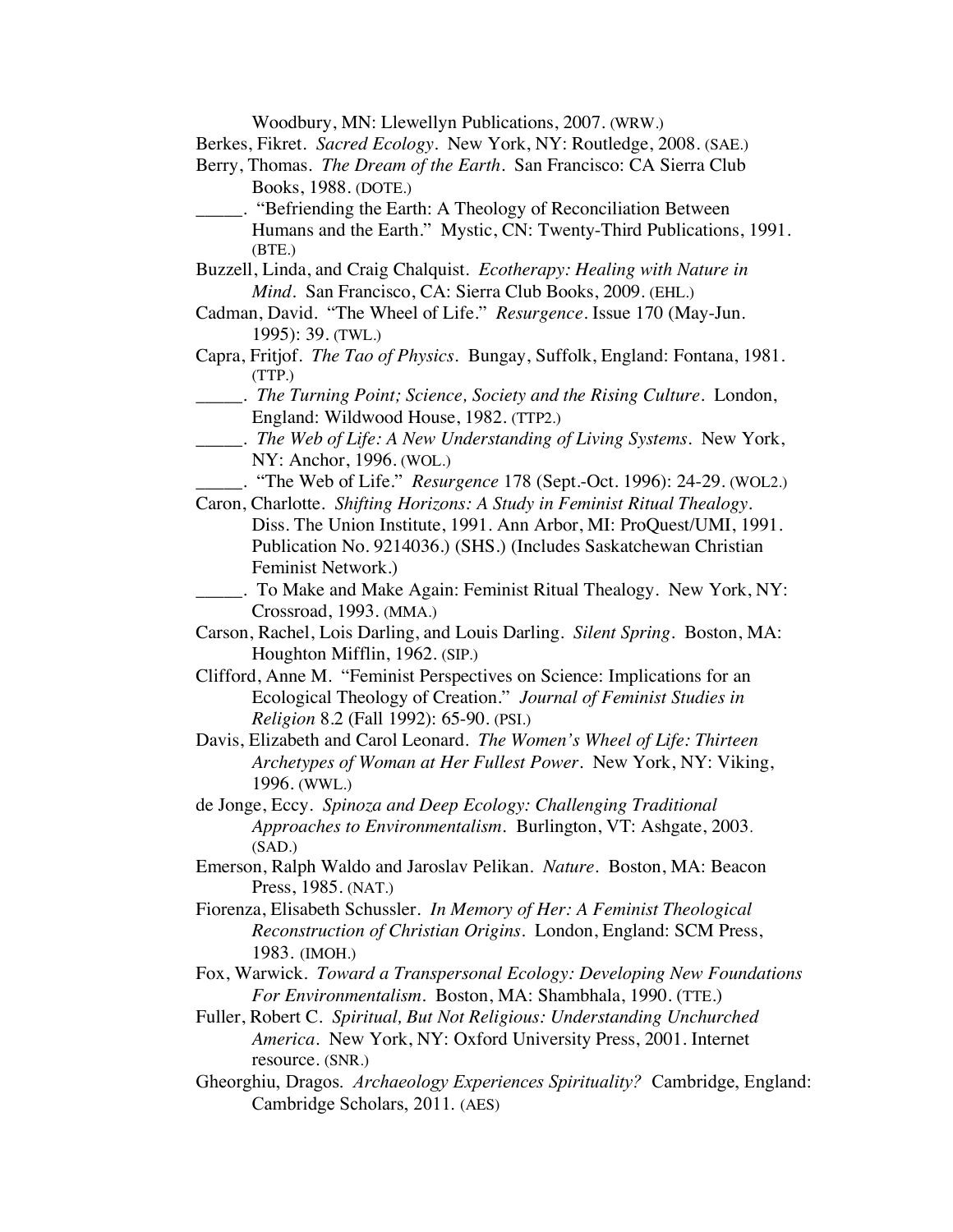Woodbury, MN: Llewellyn Publications, 2007. (WRW.)

Berkes, Fikret. *Sacred Ecology*. New York, NY: Routledge, 2008. (SAE.)

Berry, Thomas. *The Dream of the Earth*. San Francisco: CA Sierra Club Books, 1988. (DOTE.)

_____. "Befriending the Earth: A Theology of Reconciliation Between Humans and the Earth." Mystic, CN: Twenty-Third Publications, 1991. (BTE.)

Buzzell, Linda, and Craig Chalquist. *Ecotherapy: Healing with Nature in Mind*. San Francisco, CA: Sierra Club Books, 2009. (EHL.)

Cadman, David. "The Wheel of Life." *Resurgence*. Issue 170 (May-Jun. 1995): 39. (TWL.)

Capra, Fritjof. *The Tao of Physics*. Bungay, Suffolk, England: Fontana, 1981. (TTP.)

_____. *The Turning Point; Science, Society and the Rising Culture*. London, England: Wildwood House, 1982. (TTP2.)

_____. *The Web of Life: A New Understanding of Living Systems*. New York, NY: Anchor, 1996. (WOL.)

_____. "The Web of Life." *Resurgence* 178 (Sept.-Oct. 1996): 24-29. (WOL2.)

Caron, Charlotte. *Shifting Horizons: A Study in Feminist Ritual Thealogy*. Diss. The Union Institute, 1991. Ann Arbor, MI: ProQuest/UMI, 1991. Publication No. 9214036.) (SHS.) (Includes Saskatchewan Christian Feminist Network.)

_____. To Make and Make Again: Feminist Ritual Thealogy. New York, NY: Crossroad, 1993. (MMA.)

Carson, Rachel, Lois Darling, and Louis Darling. *Silent Spring*. Boston, MA: Houghton Mifflin, 1962. (SIP.)

Clifford, Anne M. "Feminist Perspectives on Science: Implications for an Ecological Theology of Creation." *Journal of Feminist Studies in Religion* 8.2 (Fall 1992): 65-90. (PSI.)

Davis, Elizabeth and Carol Leonard. *The Women's Wheel of Life: Thirteen Archetypes of Woman at Her Fullest Power*. New York, NY: Viking, 1996. (WWL.)

de Jonge, Eccy. *Spinoza and Deep Ecology: Challenging Traditional Approaches to Environmentalism*. Burlington, VT: Ashgate, 2003. (SAD.)

Emerson, Ralph Waldo and Jaroslav Pelikan. *Nature*. Boston, MA: Beacon Press, 1985. (NAT.)

Fiorenza, Elisabeth Schussler. *In Memory of Her: A Feminist Theological Reconstruction of Christian Origins*. London, England: SCM Press, 1983. (IMOH.)

Fox, Warwick. *Toward a Transpersonal Ecology: Developing New Foundations For Environmentalism*. Boston, MA: Shambhala, 1990. (TTE.)

Fuller, Robert C. *Spiritual, But Not Religious: Understanding Unchurched America*. New York, NY: Oxford University Press, 2001. Internet resource. (SNR.)

Gheorghiu, Dragos. *Archaeology Experiences Spirituality?* Cambridge, England: Cambridge Scholars, 2011. (AES)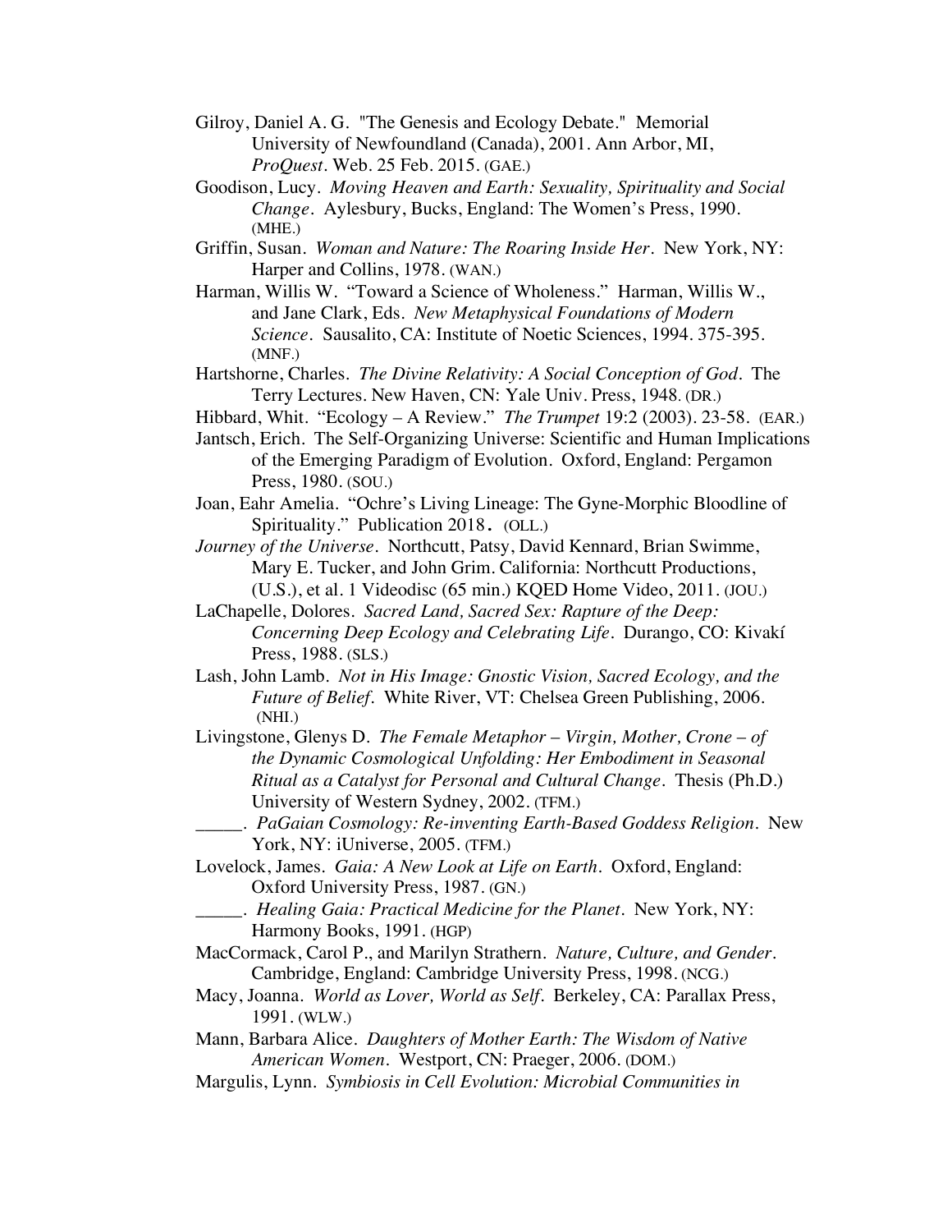Gilroy, Daniel A. G. "The Genesis and Ecology Debate." Memorial University of Newfoundland (Canada), 2001. Ann Arbor, MI, *ProQuest*. Web. 25 Feb. 2015. (GAE.)

Goodison, Lucy. *Moving Heaven and Earth: Sexuality, Spirituality and Social Change*. Aylesbury, Bucks, England: The Women's Press, 1990. (MHE.)

Griffin, Susan. *Woman and Nature: The Roaring Inside Her*. New York, NY: Harper and Collins, 1978. (WAN.)

Harman, Willis W. "Toward a Science of Wholeness." Harman, Willis W., and Jane Clark, Eds. *New Metaphysical Foundations of Modern Science*. Sausalito, CA: Institute of Noetic Sciences, 1994. 375-395. (MNF.)

Hartshorne, Charles. *The Divine Relativity: A Social Conception of God*. The Terry Lectures. New Haven, CN: Yale Univ. Press, 1948. (DR.)

Hibbard, Whit. "Ecology – A Review." *The Trumpet* 19:2 (2003). 23-58. (EAR.)

Jantsch, Erich. The Self-Organizing Universe: Scientific and Human Implications of the Emerging Paradigm of Evolution. Oxford, England: Pergamon Press, 1980. (SOU.)

Joan, Eahr Amelia. "Ochre's Living Lineage: The Gyne-Morphic Bloodline of Spirituality." Publication 2018. (OLL.)

*Journey of the Universe*. Northcutt, Patsy, David Kennard, Brian Swimme, Mary E. Tucker, and John Grim. California: Northcutt Productions, (U.S.), et al. 1 Videodisc (65 min.) KQED Home Video, 2011. (JOU.)

LaChapelle, Dolores. *Sacred Land, Sacred Sex: Rapture of the Deep: Concerning Deep Ecology and Celebrating Life*. Durango, CO: Kivakí Press, 1988. (SLS.)

Lash, John Lamb. *Not in His Image: Gnostic Vision, Sacred Ecology, and the Future of Belief*. White River, VT: Chelsea Green Publishing, 2006. (NHI.)

Livingstone, Glenys D. *The Female Metaphor – Virgin, Mother, Crone – of the Dynamic Cosmological Unfolding: Her Embodiment in Seasonal Ritual as a Catalyst for Personal and Cultural Change*. Thesis (Ph.D.) University of Western Sydney, 2002. (TFM.)

_____. *PaGaian Cosmology: Re-inventing Earth-Based Goddess Religion*. New York, NY: iUniverse, 2005. (TFM.)

Lovelock, James. *Gaia: A New Look at Life on Earth*. Oxford, England: Oxford University Press, 1987. (GN.)

_____. *Healing Gaia: Practical Medicine for the Planet*. New York, NY: Harmony Books, 1991. (HGP)

MacCormack, Carol P., and Marilyn Strathern. *Nature, Culture, and Gender*. Cambridge, England: Cambridge University Press, 1998. (NCG.)

Macy, Joanna. *World as Lover, World as Self*. Berkeley, CA: Parallax Press, 1991. (WLW.)

Mann, Barbara Alice. *Daughters of Mother Earth: The Wisdom of Native American Women*. Westport, CN: Praeger, 2006. (DOM.)

Margulis, Lynn. *Symbiosis in Cell Evolution: Microbial Communities in*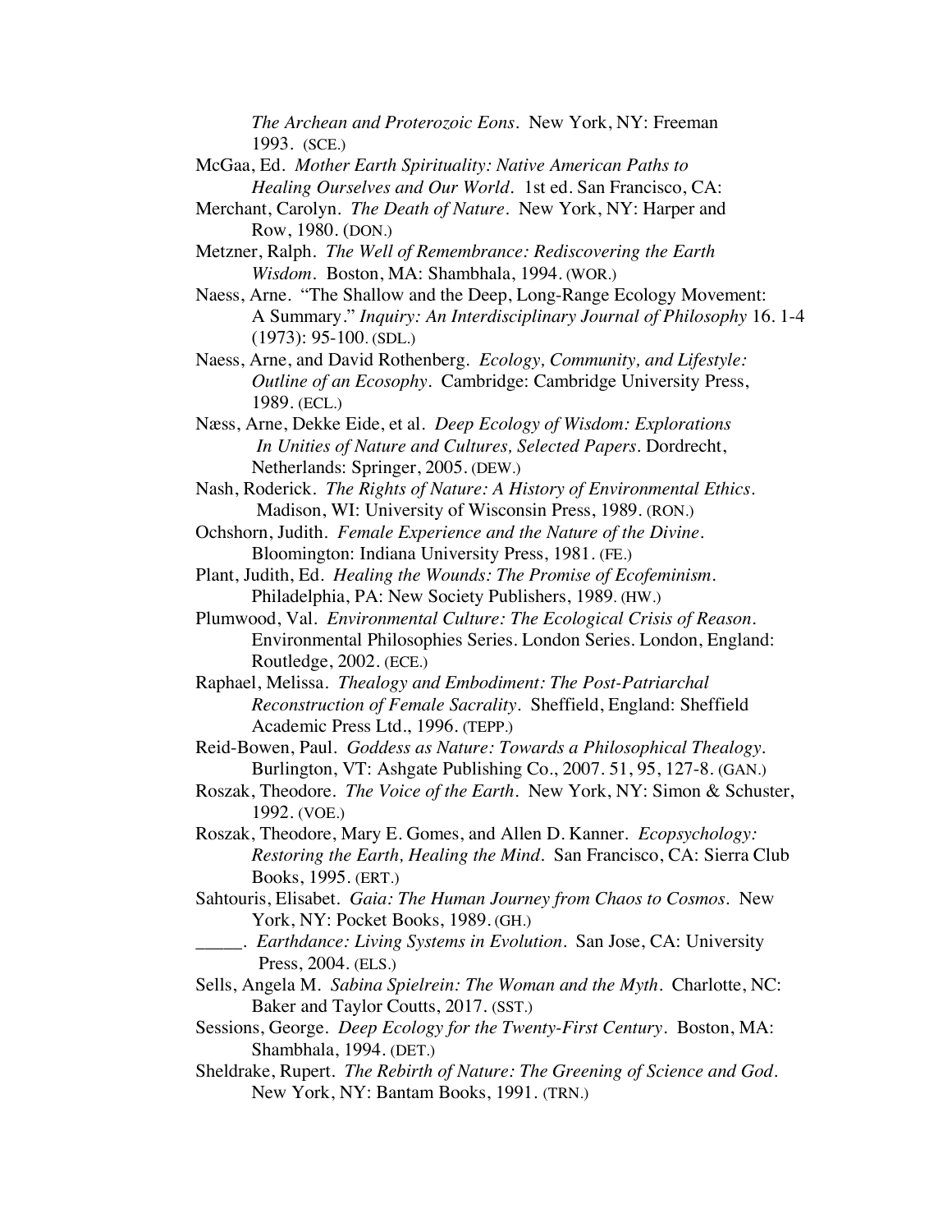*The Archean and Proterozoic Eons*. New York, NY: Freeman 1993. (SCE.)

McGaa, Ed. *Mother Earth Spirituality: Native American Paths to Healing Ourselves and Our World*. 1st ed. San Francisco, CA:

Merchant, Carolyn. *The Death of Nature*. New York, NY: Harper and Row, 1980. (DON.)

Metzner, Ralph. *The Well of Remembrance: Rediscovering the Earth Wisdom*. Boston, MA: Shambhala, 1994. (WOR.)

Naess, Arne. "The Shallow and the Deep, Long-Range Ecology Movement: A Summary." *Inquiry: An Interdisciplinary Journal of Philosophy* 16. 1-4 (1973): 95-100. (SDL.)

Naess, Arne, and David Rothenberg. *Ecology, Community, and Lifestyle: Outline of an Ecosophy*. Cambridge: Cambridge University Press, 1989. (ECL.)

Næss, Arne, Dekke Eide, et al. *Deep Ecology of Wisdom: Explorations In Unities of Nature and Cultures, Selected Papers*. Dordrecht, Netherlands: Springer, 2005. (DEW.)

Nash, Roderick. *The Rights of Nature: A History of Environmental Ethics*. Madison, WI: University of Wisconsin Press, 1989. (RON.)

Ochshorn, Judith. *Female Experience and the Nature of the Divine*. Bloomington: Indiana University Press, 1981. (FE.)

Plant, Judith, Ed. *Healing the Wounds: The Promise of Ecofeminism*. Philadelphia, PA: New Society Publishers, 1989. (HW.)

Plumwood, Val. *Environmental Culture: The Ecological Crisis of Reason*. Environmental Philosophies Series. London Series. London, England: Routledge, 2002. (ECE.)

Raphael, Melissa. *Thealogy and Embodiment: The Post-Patriarchal Reconstruction of Female Sacrality*. Sheffield, England: Sheffield Academic Press Ltd., 1996. (TEPP.)

Reid-Bowen, Paul. *Goddess as Nature: Towards a Philosophical Thealogy*. Burlington, VT: Ashgate Publishing Co., 2007. 51, 95, 127-8. (GAN.)

Roszak, Theodore. *The Voice of the Earth*. New York, NY: Simon & Schuster, 1992. (VOE.)

Roszak, Theodore, Mary E. Gomes, and Allen D. Kanner. *Ecopsychology: Restoring the Earth, Healing the Mind*. San Francisco, CA: Sierra Club Books, 1995. (ERT.)

Sahtouris, Elisabet. *Gaia: The Human Journey from Chaos to Cosmos*. New York, NY: Pocket Books, 1989. (GH.)

_____. *Earthdance: Living Systems in Evolution*. San Jose, CA: University Press, 2004. (ELS.)

Sells, Angela M. *Sabina Spielrein: The Woman and the Myth*. Charlotte, NC: Baker and Taylor Coutts, 2017. (SST.)

Sessions, George. *Deep Ecology for the Twenty-First Century*. Boston, MA: Shambhala, 1994. (DET.)

Sheldrake, Rupert. *The Rebirth of Nature: The Greening of Science and God*. New York, NY: Bantam Books, 1991. (TRN.)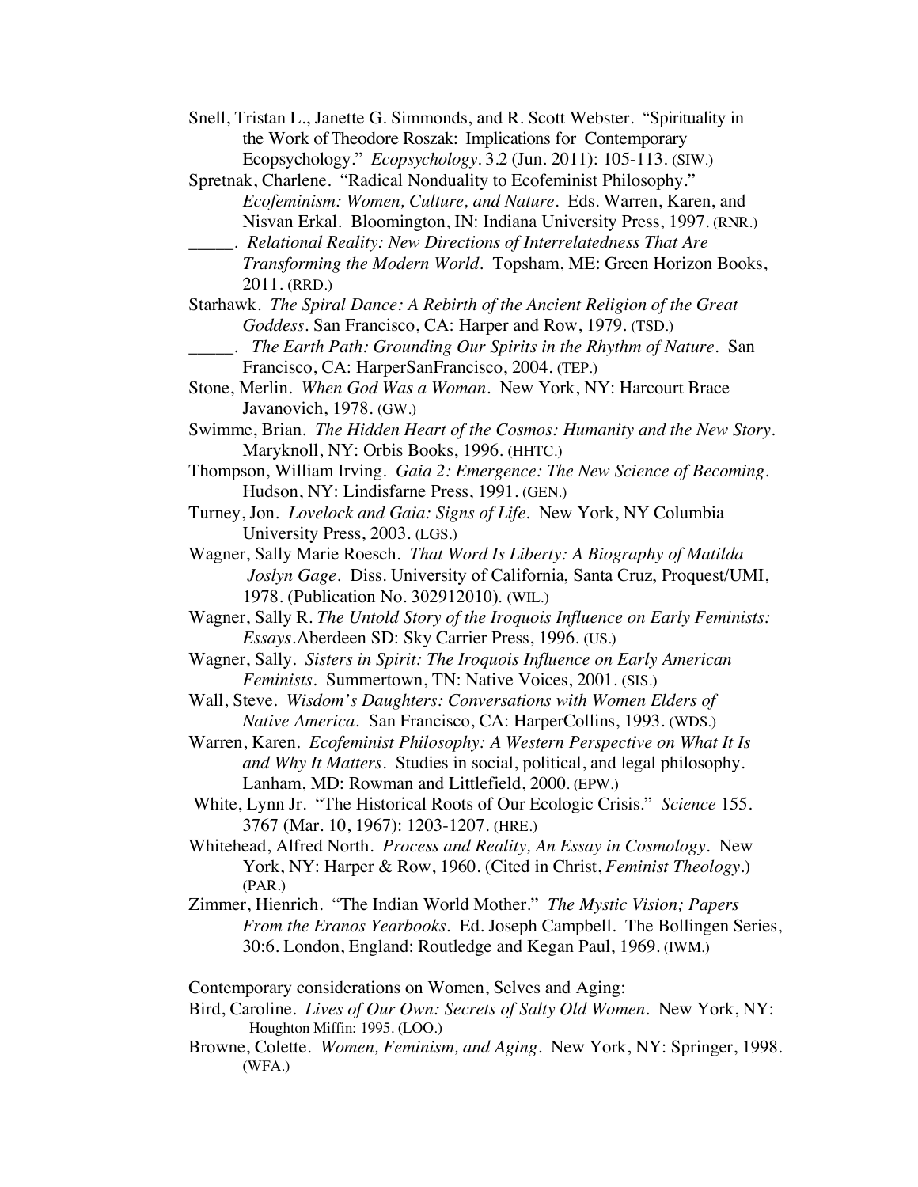Snell, Tristan L., Janette G. Simmonds, and R. Scott Webster. "Spirituality in the Work of Theodore Roszak: Implications for Contemporary Ecopsychology." *Ecopsychology*. 3.2 (Jun. 2011): 105-113. (SIW.)

Spretnak, Charlene. "Radical Nonduality to Ecofeminist Philosophy." *Ecofeminism: Women, Culture, and Nature*. Eds. Warren, Karen, and Nisvan Erkal. Bloomington, IN: Indiana University Press, 1997. (RNR.)

_____. *Relational Reality: New Directions of Interrelatedness That Are Transforming the Modern World*. Topsham, ME: Green Horizon Books, 2011. (RRD.)

Starhawk. *The Spiral Dance: A Rebirth of the Ancient Religion of the Great Goddess*. San Francisco, CA: Harper and Row, 1979. (TSD.)

_____. *The Earth Path: Grounding Our Spirits in the Rhythm of Nature*. San Francisco, CA: HarperSanFrancisco, 2004. (TEP.)

Stone, Merlin. *When God Was a Woman*. New York, NY: Harcourt Brace Javanovich, 1978. (GW.)

Swimme, Brian. *The Hidden Heart of the Cosmos: Humanity and the New Story*. Maryknoll, NY: Orbis Books, 1996. (HHTC.)

Thompson, William Irving. *Gaia 2: Emergence: The New Science of Becoming*. Hudson, NY: Lindisfarne Press, 1991. (GEN.)

Turney, Jon. *Lovelock and Gaia: Signs of Life*. New York, NY Columbia University Press, 2003. (LGS.)

Wagner, Sally Marie Roesch. *That Word Is Liberty: A Biography of Matilda Joslyn Gage*. Diss. University of California, Santa Cruz, Proquest/UMI, 1978. (Publication No. 302912010). (WIL.)

Wagner, Sally R. *The Untold Story of the Iroquois Influence on Early Feminists: Essays*.Aberdeen SD: Sky Carrier Press, 1996. (US.)

Wagner, Sally. *Sisters in Spirit: The Iroquois Influence on Early American Feminists*. Summertown, TN: Native Voices, 2001. (SIS.)

Wall, Steve. *Wisdom's Daughters: Conversations with Women Elders of Native America*. San Francisco, CA: HarperCollins, 1993. (WDS.)

Warren, Karen. *Ecofeminist Philosophy: A Western Perspective on What It Is and Why It Matters*. Studies in social, political, and legal philosophy. Lanham, MD: Rowman and Littlefield, 2000. (EPW.)

White, Lynn Jr. "The Historical Roots of Our Ecologic Crisis." *Science* 155. 3767 (Mar. 10, 1967): 1203-1207. (HRE.)

Whitehead, Alfred North. *Process and Reality, An Essay in Cosmology*. New York, NY: Harper & Row, 1960. (Cited in Christ, *Feminist Theology*.) (PAR.)

Zimmer, Hienrich. "The Indian World Mother." *The Mystic Vision; Papers From the Eranos Yearbooks*. Ed. Joseph Campbell. The Bollingen Series, 30:6. London, England: Routledge and Kegan Paul, 1969. (IWM.)

Contemporary considerations on Women, Selves and Aging:

Bird, Caroline. *Lives of Our Own: Secrets of Salty Old Women*. New York, NY: Houghton Miffin: 1995. (LOO.)

Browne, Colette. *Women, Feminism, and Aging*. New York, NY: Springer, 1998. (WFA.)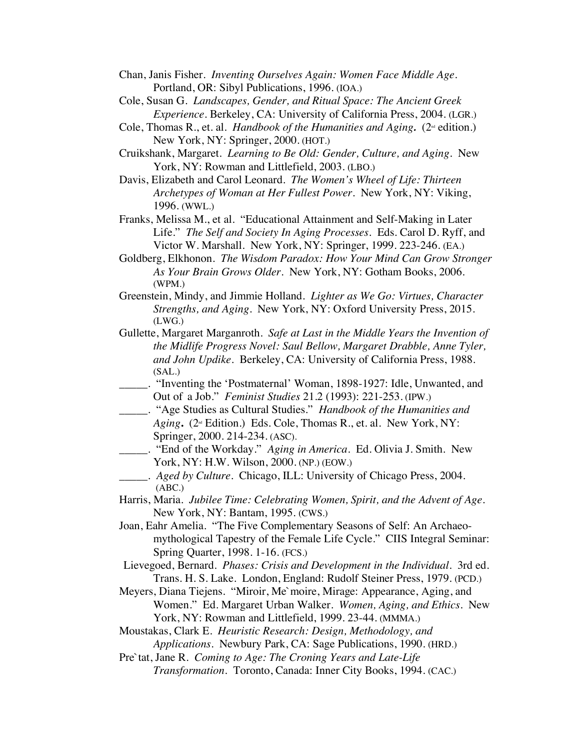Chan, Janis Fisher. *Inventing Ourselves Again: Women Face Middle Age*. Portland, OR: Sibyl Publications, 1996. (IOA.)

Cole, Susan G. *Landscapes, Gender, and Ritual Space: The Ancient Greek Experience*. Berkeley, CA: University of California Press, 2004. (LGR.)

Cole, Thomas R., et. al. ***Handbook of the Humanities and Aging.*** (2nd edition.) New York, NY: Springer, 2000. (HOT.)

Cruikshank, Margaret. *Learning to Be Old: Gender, Culture, and Aging*. New York, NY: Rowman and Littlefield, 2003. (LBO.)

Davis, Elizabeth and Carol Leonard. *The Women's Wheel of Life: Thirteen Archetypes of Woman at Her Fullest Power*. New York, NY: Viking, 1996. (WWL.)

Franks, Melissa M., et al. "Educational Attainment and Self-Making in Later Life." *The Self and Society In Aging Processes*. Eds. Carol D. Ryff, and Victor W. Marshall. New York, NY: Springer, 1999. 223-246. (EA.)

Goldberg, Elkhonon. *The Wisdom Paradox: How Your Mind Can Grow Stronger As Your Brain Grows Older*. New York, NY: Gotham Books, 2006. (WPM.)

Greenstein, Mindy, and Jimmie Holland. *Lighter as We Go: Virtues, Character Strengths, and Aging*. New York, NY: Oxford University Press, 2015. (LWG.)

Gullette, Margaret Marganroth. *Safe at Last in the Middle Years the Invention of the Midlife Progress Novel: Saul Bellow, Margaret Drabble, Anne Tyler, and John Updike*. Berkeley, CA: University of California Press, 1988. (SAL.)

_____. "Inventing the 'Postmaternal' Woman, 1898-1927: Idle, Unwanted, and Out of a Job." *Feminist Studies* 21.2 (1993): 221-253. (IPW.)

_____. "Age Studies as Cultural Studies." *Handbook of the Humanities and Aging***.** (2nd Edition.) Eds. Cole, Thomas R., et. al. New York, NY: Springer, 2000. 214-234. (ASC).

_____. "End of the Workday." *Aging in America*. Ed. Olivia J. Smith. New York, NY: H.W. Wilson, 2000. (NP.) (EOW.)

_____. *Aged by Culture*. Chicago, ILL: University of Chicago Press, 2004. (ABC.)

Harris, Maria. *Jubilee Time: Celebrating Women, Spirit, and the Advent of Age*. New York, NY: Bantam, 1995. (CWS.)

Joan, Eahr Amelia. "The Five Complementary Seasons of Self: An Archaeo-mythological Tapestry of the Female Life Cycle." CIIS Integral Seminar: Spring Quarter, 1998. 1-16. (FCS.)

Lievegoed, Bernard. *Phases: Crisis and Development in the Individual*. 3rd ed. Trans. H. S. Lake. London, England: Rudolf Steiner Press, 1979. (PCD.)

Meyers, Diana Tiejens. "Miroir, Me`moire, Mirage: Appearance, Aging, and Women." Ed. Margaret Urban Walker. *Women, Aging, and Ethics*. New York, NY: Rowman and Littlefield, 1999. 23-44. (MMMA.)

Moustakas, Clark E. *Heuristic Research: Design, Methodology, and Applications*. Newbury Park, CA: Sage Publications, 1990. (HRD.)

Pre`tat, Jane R. *Coming to Age: The Croning Years and Late-Life Transformation*. Toronto, Canada: Inner City Books, 1994. (CAC.)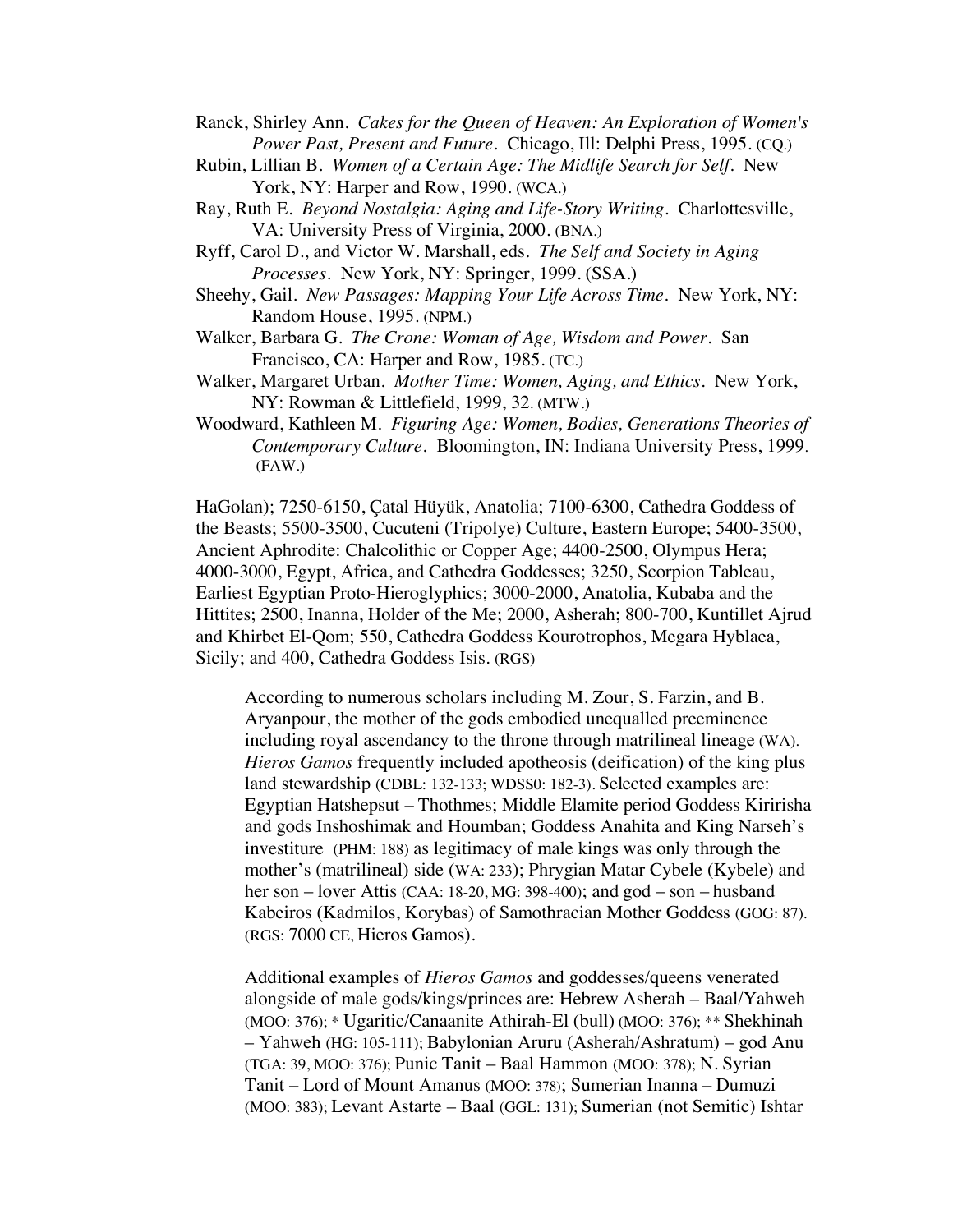Ranck, Shirley Ann. *Cakes for the Queen of Heaven: An Exploration of Women's Power Past, Present and Future*. Chicago, Ill: Delphi Press, 1995. (CQ.)

Rubin, Lillian B. *Women of a Certain Age: The Midlife Search for Self*. New York, NY: Harper and Row, 1990. (WCA.)

Ray, Ruth E. *Beyond Nostalgia: Aging and Life-Story Writing*. Charlottesville, VA: University Press of Virginia, 2000. (BNA.)

Ryff, Carol D., and Victor W. Marshall, eds. *The Self and Society in Aging Processes*. New York, NY: Springer, 1999. (SSA.)

Sheehy, Gail. *New Passages: Mapping Your Life Across Time*. New York, NY: Random House, 1995. (NPM.)

Walker, Barbara G. *The Crone: Woman of Age, Wisdom and Power*. San Francisco, CA: Harper and Row, 1985. (TC.)

Walker, Margaret Urban. *Mother Time: Women, Aging, and Ethics*. New York, NY: Rowman & Littlefield, 1999, 32. (MTW.)

Woodward, Kathleen M. *Figuring Age: Women, Bodies, Generations Theories of Contemporary Culture*. Bloomington, IN: Indiana University Press, 1999. (FAW.)

HaGolan); 7250-6150, Çatal Hüyük, Anatolia; 7100-6300, Cathedra Goddess of the Beasts; 5500-3500, Cucuteni (Tripolye) Culture, Eastern Europe; 5400-3500, Ancient Aphrodite: Chalcolithic or Copper Age; 4400-2500, Olympus Hera; 4000-3000, Egypt, Africa, and Cathedra Goddesses; 3250, Scorpion Tableau, Earliest Egyptian Proto-Hieroglyphics; 3000-2000, Anatolia, Kubaba and the Hittites; 2500, Inanna, Holder of the Me; 2000, Asherah; 800-700, Kuntillet Ajrud and Khirbet El-Qom; 550, Cathedra Goddess Kourotrophos, Megara Hyblaea, Sicily; and 400, Cathedra Goddess Isis. (RGS)

> According to numerous scholars including M. Zour, S. Farzin, and B. Aryanpour, the mother of the gods embodied unequalled preeminence including royal ascendancy to the throne through matrilineal lineage (WA). *Hieros Gamos* frequently included apotheosis (deification) of the king plus land stewardship (CDBL: 132-133; WDSS0: 182-3). Selected examples are: Egyptian Hatshepsut – Thothmes; Middle Elamite period Goddess Kiririsha and gods Inshoshimak and Houmban; Goddess Anahita and King Narseh's investiture (PHM: 188) as legitimacy of male kings was only through the mother's (matrilineal) side (WA: 233); Phrygian Matar Cybele (Kybele) and her son – lover Attis (CAA: 18-20, MG: 398-400); and god – son – husband Kabeiros (Kadmilos, Korybas) of Samothracian Mother Goddess (GOG: 87). (RGS: 7000 CE, Hieros Gamos).
>
> Additional examples of *Hieros Gamos* and goddesses/queens venerated alongside of male gods/kings/princes are: Hebrew Asherah – Baal/Yahweh (MOO: 376); * Ugaritic/Canaanite Athirah-El (bull) (MOO: 376); ** Shekhinah – Yahweh (HG: 105-111); Babylonian Aruru (Asherah/Ashratum) – god Anu (TGA: 39, MOO: 376); Punic Tanit – Baal Hammon (MOO: 378); N. Syrian Tanit – Lord of Mount Amanus (MOO: 378); Sumerian Inanna – Dumuzi (MOO: 383); Levant Astarte – Baal (GGL: 131); Sumerian (not Semitic) Ishtar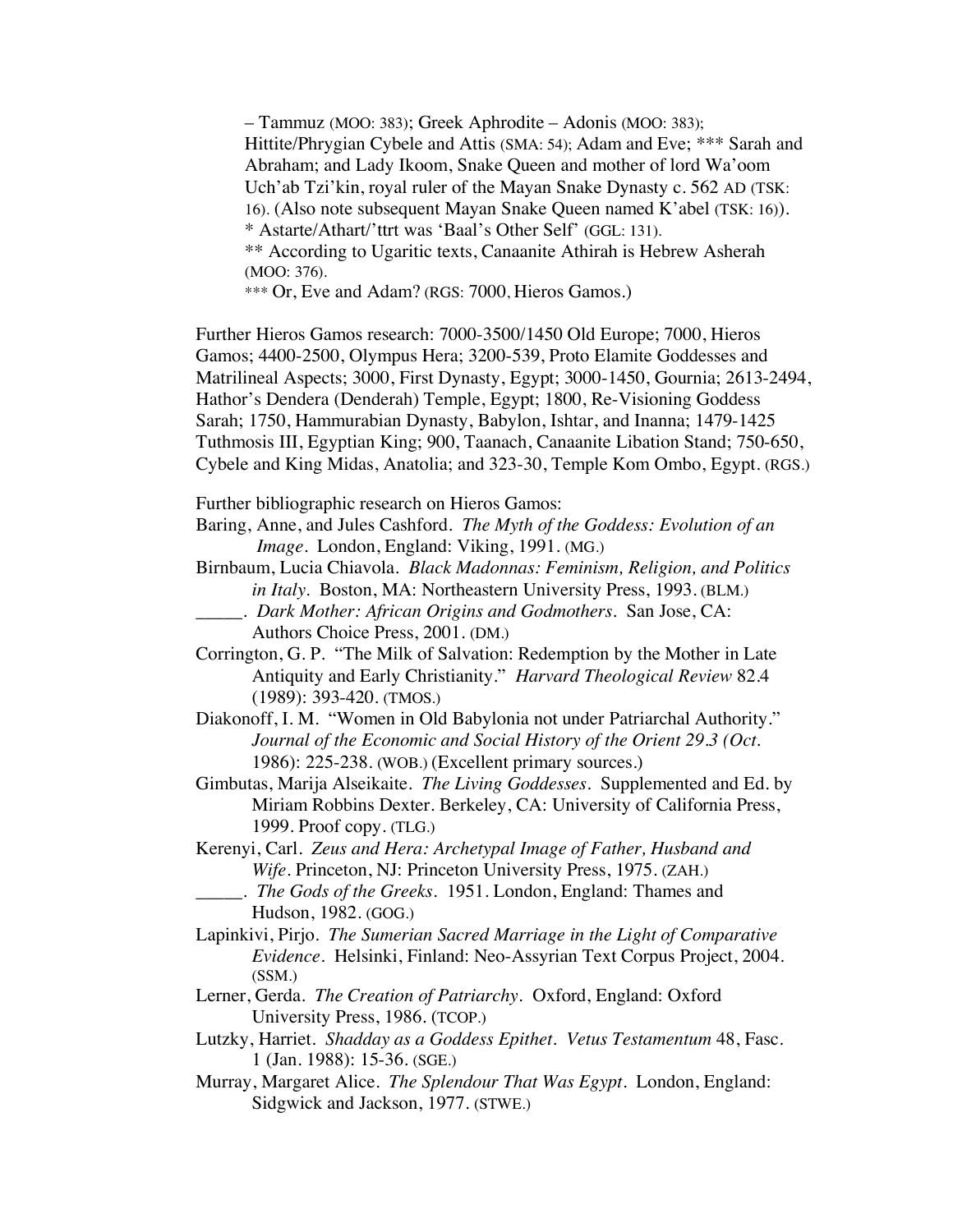– Tammuz (MOO: 383); Greek Aphrodite – Adonis (MOO: 383); Hittite/Phrygian Cybele and Attis (SMA: 54); Adam and Eve; *** Sarah and Abraham; and Lady Ikoom, Snake Queen and mother of lord Wa'oom Uch'ab Tzi'kin, royal ruler of the Mayan Snake Dynasty c. 562 AD (TSK: 16). (Also note subsequent Mayan Snake Queen named K'abel (TSK: 16)).

* Astarte/Athart/'ttrt was 'Baal's Other Self' (GGL: 131).

** According to Ugaritic texts, Canaanite Athirah is Hebrew Asherah (MOO: 376).

*** Or, Eve and Adam? (RGS: 7000, Hieros Gamos.)

Further Hieros Gamos research: 7000-3500/1450 Old Europe; 7000, Hieros Gamos; 4400-2500, Olympus Hera; 3200-539, Proto Elamite Goddesses and Matrilineal Aspects; 3000, First Dynasty, Egypt; 3000-1450, Gournia; 2613-2494, Hathor's Dendera (Denderah) Temple, Egypt; 1800, Re-Visioning Goddess Sarah; 1750, Hammurabian Dynasty, Babylon, Ishtar, and Inanna; 1479-1425 Tuthmosis III, Egyptian King; 900, Taanach, Canaanite Libation Stand; 750-650, Cybele and King Midas, Anatolia; and 323-30, Temple Kom Ombo, Egypt. (RGS.)

Further bibliographic research on Hieros Gamos:

Baring, Anne, and Jules Cashford. *The Myth of the Goddess: Evolution of an Image*. London, England: Viking, 1991. (MG.)

Birnbaum, Lucia Chiavola. *Black Madonnas: Feminism, Religion, and Politics in Italy*. Boston, MA: Northeastern University Press, 1993. (BLM.)

_____. *Dark Mother: African Origins and Godmothers*. San Jose, CA: Authors Choice Press, 2001. (DM.)

Corrington, G. P. "The Milk of Salvation: Redemption by the Mother in Late Antiquity and Early Christianity." *Harvard Theological Review* 82.4 (1989): 393-420. (TMOS.)

Diakonoff, I. M. "Women in Old Babylonia not under Patriarchal Authority." *Journal of the Economic and Social History of the Orient 29.3 (Oct.* 1986): 225-238. (WOB.) (Excellent primary sources.)

Gimbutas, Marija Alseikaite. *The Living Goddesses*. Supplemented and Ed. by Miriam Robbins Dexter. Berkeley, CA: University of California Press, 1999. Proof copy. (TLG.)

Kerenyi, Carl. *Zeus and Hera: Archetypal Image of Father, Husband and Wife*. Princeton, NJ: Princeton University Press, 1975. (ZAH.)

_____. *The Gods of the Greeks*. 1951. London, England: Thames and Hudson, 1982. (GOG.)

Lapinkivi, Pirjo. *The Sumerian Sacred Marriage in the Light of Comparative Evidence*. Helsinki, Finland: Neo-Assyrian Text Corpus Project, 2004. (SSM.)

Lerner, Gerda. *The Creation of Patriarchy*. Oxford, England: Oxford University Press, 1986. (TCOP.)

Lutzky, Harriet. *Shadday as a Goddess Epithet*. *Vetus Testamentum* 48, Fasc. 1 (Jan. 1988): 15-36. (SGE.)

Murray, Margaret Alice. *The Splendour That Was Egypt*. London, England: Sidgwick and Jackson, 1977. (STWE.)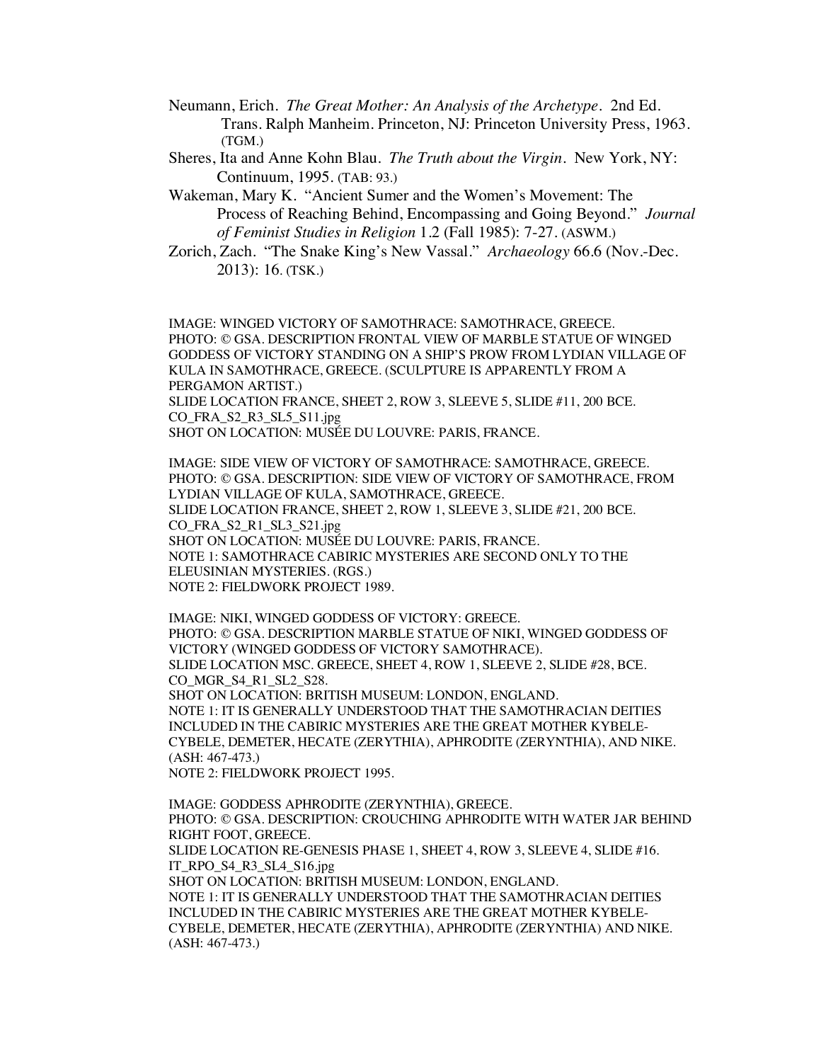Neumann, Erich. *The Great Mother: An Analysis of the Archetype*. 2nd Ed. Trans. Ralph Manheim. Princeton, NJ: Princeton University Press, 1963. (TGM.)

Sheres, Ita and Anne Kohn Blau. *The Truth about the Virgin*. New York, NY: Continuum, 1995. (TAB: 93.)

Wakeman, Mary K. "Ancient Sumer and the Women's Movement: The Process of Reaching Behind, Encompassing and Going Beyond." *Journal of Feminist Studies in Religion* 1.2 (Fall 1985): 7-27. (ASWM.)

Zorich, Zach. "The Snake King's New Vassal." *Archaeology* 66.6 (Nov.-Dec. 2013): 16. (TSK.)

IMAGE: WINGED VICTORY OF SAMOTHRACE: SAMOTHRACE, GREECE.
PHOTO: © GSA. DESCRIPTION FRONTAL VIEW OF MARBLE STATUE OF WINGED GODDESS OF VICTORY STANDING ON A SHIP'S PROW FROM LYDIAN VILLAGE OF KULA IN SAMOTHRACE, GREECE. (SCULPTURE IS APPARENTLY FROM A PERGAMON ARTIST.)
SLIDE LOCATION FRANCE, SHEET 2, ROW 3, SLEEVE 5, SLIDE #11, 200 BCE.
CO_FRA_S2_R3_SL5_S11.jpg
SHOT ON LOCATION: MUSÉE DU LOUVRE: PARIS, FRANCE.

IMAGE: SIDE VIEW OF VICTORY OF SAMOTHRACE: SAMOTHRACE, GREECE.
PHOTO: © GSA. DESCRIPTION: SIDE VIEW OF VICTORY OF SAMOTHRACE, FROM LYDIAN VILLAGE OF KULA, SAMOTHRACE, GREECE.
SLIDE LOCATION FRANCE, SHEET 2, ROW 1, SLEEVE 3, SLIDE #21, 200 BCE.
CO_FRA_S2_R1_SL3_S21.jpg
SHOT ON LOCATION: MUSÉE DU LOUVRE: PARIS, FRANCE.
NOTE 1: SAMOTHRACE CABIRIC MYSTERIES ARE SECOND ONLY TO THE ELEUSINIAN MYSTERIES. (RGS.)
NOTE 2: FIELDWORK PROJECT 1989.

IMAGE: NIKI, WINGED GODDESS OF VICTORY: GREECE.
PHOTO: © GSA. DESCRIPTION MARBLE STATUE OF NIKI, WINGED GODDESS OF VICTORY (WINGED GODDESS OF VICTORY SAMOTHRACE).
SLIDE LOCATION MSC. GREECE, SHEET 4, ROW 1, SLEEVE 2, SLIDE #28, BCE.
CO_MGR_S4_R1_SL2_S28.
SHOT ON LOCATION: BRITISH MUSEUM: LONDON, ENGLAND.
NOTE 1: IT IS GENERALLY UNDERSTOOD THAT THE SAMOTHRACIAN DEITIES INCLUDED IN THE CABIRIC MYSTERIES ARE THE GREAT MOTHER KYBELE-CYBELE, DEMETER, HECATE (ZERYTHIA), APHRODITE (ZERYNTHIA), AND NIKE. (ASH: 467-473.)
NOTE 2: FIELDWORK PROJECT 1995.

IMAGE: GODDESS APHRODITE (ZERYNTHIA), GREECE.
PHOTO: © GSA. DESCRIPTION: CROUCHING APHRODITE WITH WATER JAR BEHIND RIGHT FOOT, GREECE.
SLIDE LOCATION RE-GENESIS PHASE 1, SHEET 4, ROW 3, SLEEVE 4, SLIDE #16.
IT_RPO_S4_R3_SL4_S16.jpg
SHOT ON LOCATION: BRITISH MUSEUM: LONDON, ENGLAND.
NOTE 1: IT IS GENERALLY UNDERSTOOD THAT THE SAMOTHRACIAN DEITIES INCLUDED IN THE CABIRIC MYSTERIES ARE THE GREAT MOTHER KYBELE-CYBELE, DEMETER, HECATE (ZERYTHIA), APHRODITE (ZERYNTHIA) AND NIKE. (ASH: 467-473.)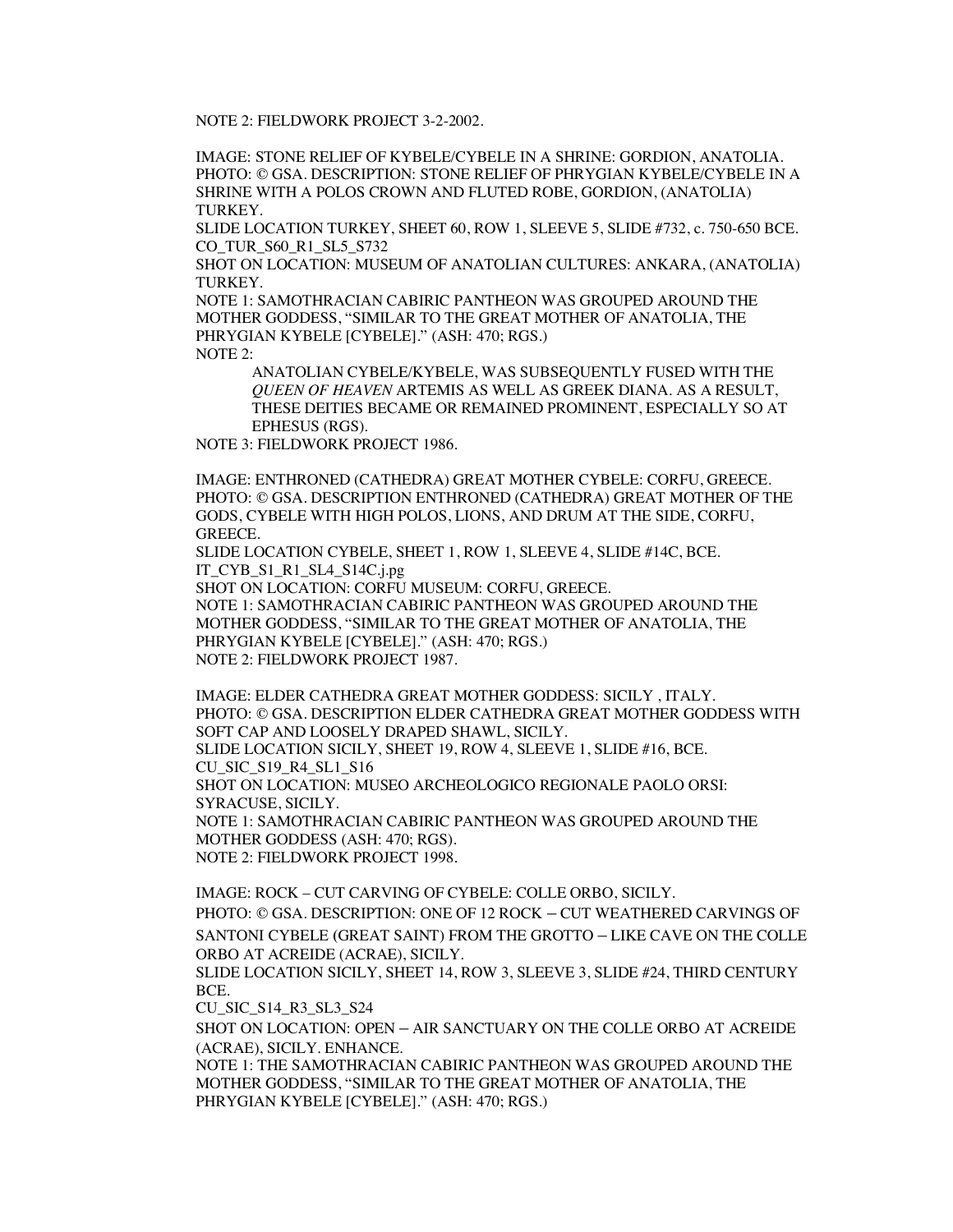NOTE 2: FIELDWORK PROJECT 3-2-2002.

IMAGE: STONE RELIEF OF KYBELE/CYBELE IN A SHRINE: GORDION, ANATOLIA.
PHOTO: © GSA. DESCRIPTION: STONE RELIEF OF PHRYGIAN KYBELE/CYBELE IN A SHRINE WITH A POLOS CROWN AND FLUTED ROBE, GORDION, (ANATOLIA) TURKEY.
SLIDE LOCATION TURKEY, SHEET 60, ROW 1, SLEEVE 5, SLIDE #732, c. 750-650 BCE.
CO_TUR_S60_R1_SL5_S732
SHOT ON LOCATION: MUSEUM OF ANATOLIAN CULTURES: ANKARA, (ANATOLIA) TURKEY.
NOTE 1: SAMOTHRACIAN CABIRIC PANTHEON WAS GROUPED AROUND THE MOTHER GODDESS, "SIMILAR TO THE GREAT MOTHER OF ANATOLIA, THE PHRYGIAN KYBELE [CYBELE]." (ASH: 470; RGS.)
NOTE 2:

> ANATOLIAN CYBELE/KYBELE, WAS SUBSEQUENTLY FUSED WITH THE *QUEEN OF HEAVEN* ARTEMIS AS WELL AS GREEK DIANA. AS A RESULT, THESE DEITIES BECAME OR REMAINED PROMINENT, ESPECIALLY SO AT EPHESUS (RGS).

NOTE 3: FIELDWORK PROJECT 1986.

IMAGE: ENTHRONED (CATHEDRA) GREAT MOTHER CYBELE: CORFU, GREECE.
PHOTO: © GSA. DESCRIPTION ENTHRONED (CATHEDRA) GREAT MOTHER OF THE GODS, CYBELE WITH HIGH POLOS, LIONS, AND DRUM AT THE SIDE, CORFU, GREECE.
SLIDE LOCATION CYBELE, SHEET 1, ROW 1, SLEEVE 4, SLIDE #14C, BCE.
IT_CYB_S1_R1_SL4_S14C.j.pg
SHOT ON LOCATION: CORFU MUSEUM: CORFU, GREECE.
NOTE 1: SAMOTHRACIAN CABIRIC PANTHEON WAS GROUPED AROUND THE MOTHER GODDESS, "SIMILAR TO THE GREAT MOTHER OF ANATOLIA, THE PHRYGIAN KYBELE [CYBELE]." (ASH: 470; RGS.)
NOTE 2: FIELDWORK PROJECT 1987.

IMAGE: ELDER CATHEDRA GREAT MOTHER GODDESS: SICILY , ITALY.
PHOTO: © GSA. DESCRIPTION ELDER CATHEDRA GREAT MOTHER GODDESS WITH SOFT CAP AND LOOSELY DRAPED SHAWL, SICILY.
SLIDE LOCATION SICILY, SHEET 19, ROW 4, SLEEVE 1, SLIDE #16, BCE.
CU_SIC_S19_R4_SL1_S16
SHOT ON LOCATION: MUSEO ARCHEOLOGICO REGIONALE PAOLO ORSI: SYRACUSE, SICILY.
NOTE 1: SAMOTHRACIAN CABIRIC PANTHEON WAS GROUPED AROUND THE MOTHER GODDESS (ASH: 470; RGS).
NOTE 2: FIELDWORK PROJECT 1998.

IMAGE: ROCK – CUT CARVING OF CYBELE: COLLE ORBO, SICILY.
PHOTO: © GSA. DESCRIPTION: ONE OF 12 ROCK – CUT WEATHERED CARVINGS OF SANTONI CYBELE (GREAT SAINT) FROM THE GROTTO – LIKE CAVE ON THE COLLE ORBO AT ACREIDE (ACRAE), SICILY.
SLIDE LOCATION SICILY, SHEET 14, ROW 3, SLEEVE 3, SLIDE #24, THIRD CENTURY BCE.
CU_SIC_S14_R3_SL3_S24
SHOT ON LOCATION: OPEN – AIR SANCTUARY ON THE COLLE ORBO AT ACREIDE (ACRAE), SICILY. ENHANCE.
NOTE 1: THE SAMOTHRACIAN CABIRIC PANTHEON WAS GROUPED AROUND THE MOTHER GODDESS, "SIMILAR TO THE GREAT MOTHER OF ANATOLIA, THE PHRYGIAN KYBELE [CYBELE]." (ASH: 470; RGS.)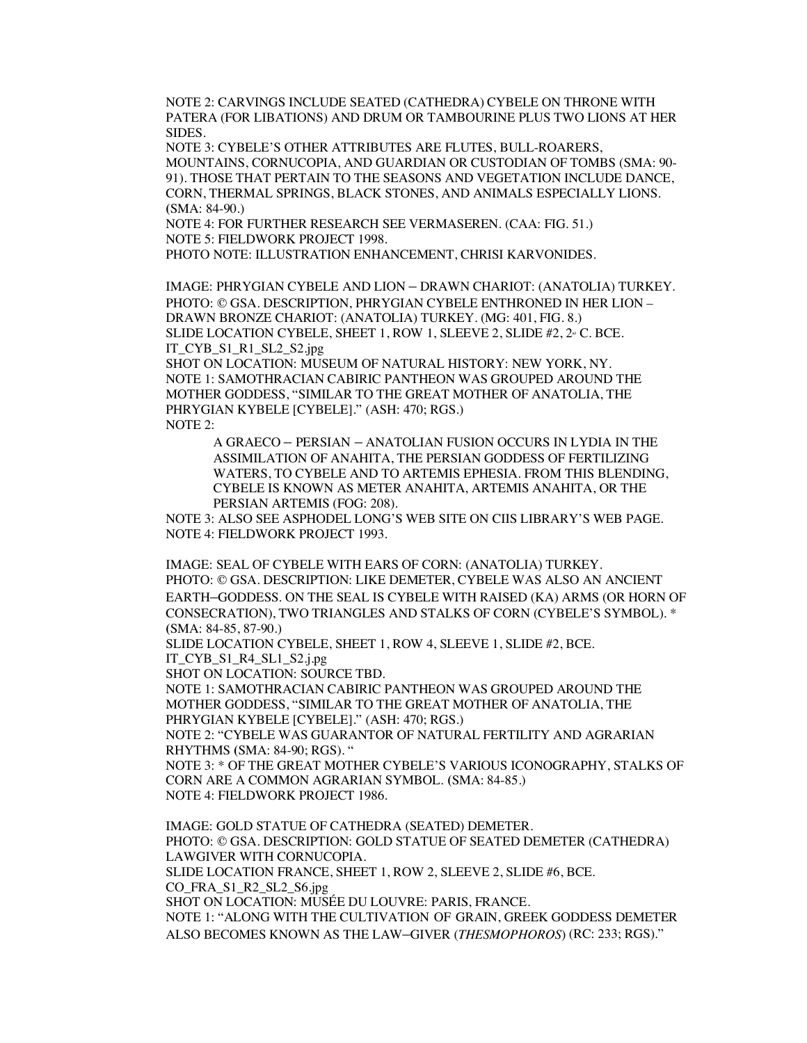NOTE 2: CARVINGS INCLUDE SEATED (CATHEDRA) CYBELE ON THRONE WITH PATERA (FOR LIBATIONS) AND DRUM OR TAMBOURINE PLUS TWO LIONS AT HER SIDES.
NOTE 3: CYBELE'S OTHER ATTRIBUTES ARE FLUTES, BULL-ROARERS, MOUNTAINS, CORNUCOPIA, AND GUARDIAN OR CUSTODIAN OF TOMBS (SMA: 90-91). THOSE THAT PERTAIN TO THE SEASONS AND VEGETATION INCLUDE DANCE, CORN, THERMAL SPRINGS, BLACK STONES, AND ANIMALS ESPECIALLY LIONS. (SMA: 84-90.)
NOTE 4: FOR FURTHER RESEARCH SEE VERMASEREN. (CAA: FIG. 51.)
NOTE 5: FIELDWORK PROJECT 1998.
PHOTO NOTE: ILLUSTRATION ENHANCEMENT, CHRISI KARVONIDES.

IMAGE: PHRYGIAN CYBELE AND LION – DRAWN CHARIOT: (ANATOLIA) TURKEY.
PHOTO: © GSA. DESCRIPTION, PHRYGIAN CYBELE ENTHRONED IN HER LION – DRAWN BRONZE CHARIOT: (ANATOLIA) TURKEY. (MG: 401, FIG. 8.)
SLIDE LOCATION CYBELE, SHEET 1, ROW 1, SLEEVE 2, SLIDE #2, 2nd C. BCE.
IT_CYB_S1_R1_SL2_S2.jpg
SHOT ON LOCATION: MUSEUM OF NATURAL HISTORY: NEW YORK, NY.
NOTE 1: SAMOTHRACIAN CABIRIC PANTHEON WAS GROUPED AROUND THE MOTHER GODDESS, "SIMILAR TO THE GREAT MOTHER OF ANATOLIA, THE PHRYGIAN KYBELE [CYBELE]." (ASH: 470; RGS.)
NOTE 2:

> A GRAECO – PERSIAN – ANATOLIAN FUSION OCCURS IN LYDIA IN THE ASSIMILATION OF ANAHITA, THE PERSIAN GODDESS OF FERTILIZING WATERS, TO CYBELE AND TO ARTEMIS EPHESIA. FROM THIS BLENDING, CYBELE IS KNOWN AS METER ANAHITA, ARTEMIS ANAHITA, OR THE PERSIAN ARTEMIS (FOG: 208).

NOTE 3: ALSO SEE ASPHODEL LONG'S WEB SITE ON CIIS LIBRARY'S WEB PAGE.
NOTE 4: FIELDWORK PROJECT 1993.

IMAGE: SEAL OF CYBELE WITH EARS OF CORN: (ANATOLIA) TURKEY.
PHOTO: © GSA. DESCRIPTION: LIKE DEMETER, CYBELE WAS ALSO AN ANCIENT EARTH–GODDESS. ON THE SEAL IS CYBELE WITH RAISED (KA) ARMS (OR HORN OF CONSECRATION), TWO TRIANGLES AND STALKS OF CORN (CYBELE'S SYMBOL). * (SMA: 84-85, 87-90.)
SLIDE LOCATION CYBELE, SHEET 1, ROW 4, SLEEVE 1, SLIDE #2, BCE.
IT_CYB_S1_R4_SL1_S2.j.pg
SHOT ON LOCATION: SOURCE TBD.
NOTE 1: SAMOTHRACIAN CABIRIC PANTHEON WAS GROUPED AROUND THE MOTHER GODDESS, "SIMILAR TO THE GREAT MOTHER OF ANATOLIA, THE PHRYGIAN KYBELE [CYBELE]." (ASH: 470; RGS.)
NOTE 2: "CYBELE WAS GUARANTOR OF NATURAL FERTILITY AND AGRARIAN RHYTHMS (SMA: 84-90; RGS). "
NOTE 3: * OF THE GREAT MOTHER CYBELE'S VARIOUS ICONOGRAPHY, STALKS OF CORN ARE A COMMON AGRARIAN SYMBOL. (SMA: 84-85.)
NOTE 4: FIELDWORK PROJECT 1986.

IMAGE: GOLD STATUE OF CATHEDRA (SEATED) DEMETER.
PHOTO: © GSA. DESCRIPTION: GOLD STATUE OF SEATED DEMETER (CATHEDRA) LAWGIVER WITH CORNUCOPIA.
SLIDE LOCATION FRANCE, SHEET 1, ROW 2, SLEEVE 2, SLIDE #6, BCE.
CO_FRA_S1_R2_SL2_S6.jpg
SHOT ON LOCATION: MUSÉE DU LOUVRE: PARIS, FRANCE.
NOTE 1: "ALONG WITH THE CULTIVATION OF GRAIN, GREEK GODDESS DEMETER ALSO BECOMES KNOWN AS THE LAW–GIVER (*THESMOPHOROS*) (RC: 233; RGS)."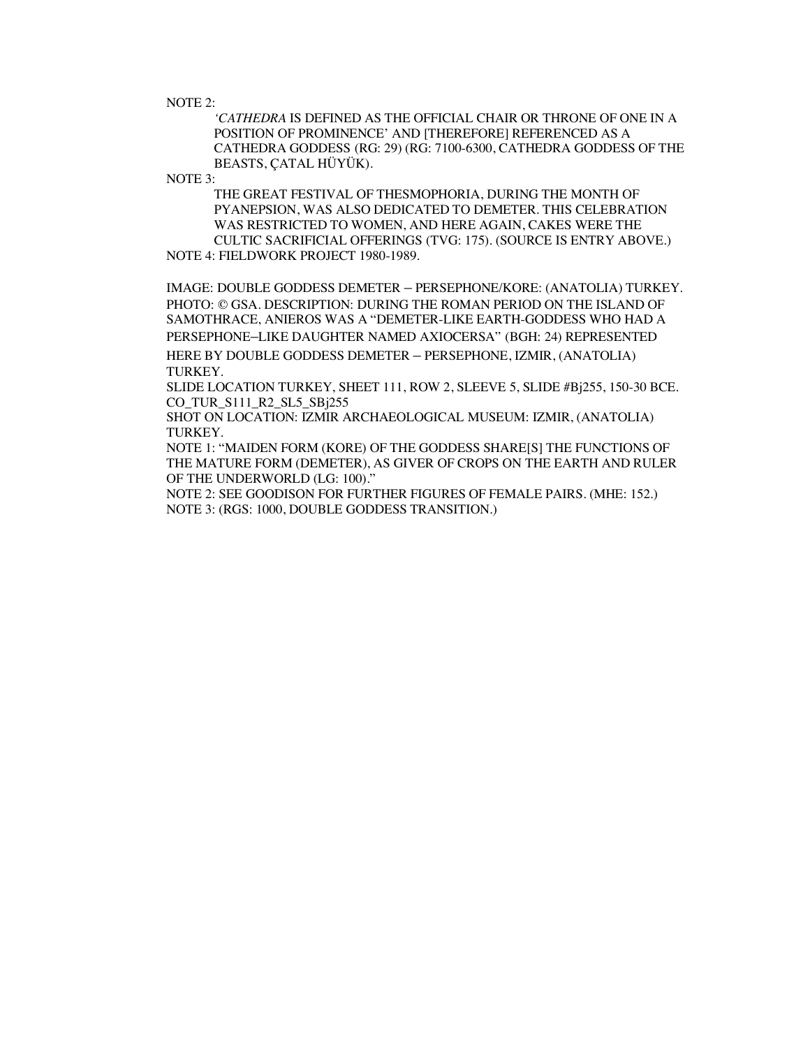NOTE 2:

> '*CATHEDRA* IS DEFINED AS THE OFFICIAL CHAIR OR THRONE OF ONE IN A POSITION OF PROMINENCE' AND [THEREFORE] REFERENCED AS A CATHEDRA GODDESS (RG: 29) (RG: 7100-6300, CATHEDRA GODDESS OF THE BEASTS, ÇATAL HÜYÜK).

NOTE 3:

> THE GREAT FESTIVAL OF THESMOPHORIA, DURING THE MONTH OF PYANEPSION, WAS ALSO DEDICATED TO DEMETER. THIS CELEBRATION WAS RESTRICTED TO WOMEN, AND HERE AGAIN, CAKES WERE THE CULTIC SACRIFICIAL OFFERINGS (TVG: 175). (SOURCE IS ENTRY ABOVE.)

NOTE 4: FIELDWORK PROJECT 1980-1989.

IMAGE: DOUBLE GODDESS DEMETER – PERSEPHONE/KORE: (ANATOLIA) TURKEY.
PHOTO: © GSA. DESCRIPTION: DURING THE ROMAN PERIOD ON THE ISLAND OF SAMOTHRACE, ANIEROS WAS A "DEMETER-LIKE EARTH-GODDESS WHO HAD A PERSEPHONE–LIKE DAUGHTER NAMED AXIOCERSA" (BGH: 24) REPRESENTED HERE BY DOUBLE GODDESS DEMETER – PERSEPHONE, IZMIR, (ANATOLIA) TURKEY.
SLIDE LOCATION TURKEY, SHEET 111, ROW 2, SLEEVE 5, SLIDE #Bj255, 150-30 BCE.
CO_TUR_S111_R2_SL5_SBj255
SHOT ON LOCATION: IZMIR ARCHAEOLOGICAL MUSEUM: IZMIR, (ANATOLIA) TURKEY.
NOTE 1: "MAIDEN FORM (KORE) OF THE GODDESS SHARE[S] THE FUNCTIONS OF THE MATURE FORM (DEMETER), AS GIVER OF CROPS ON THE EARTH AND RULER OF THE UNDERWORLD (LG: 100)."
NOTE 2: SEE GOODISON FOR FURTHER FIGURES OF FEMALE PAIRS. (MHE: 152.)
NOTE 3: (RGS: 1000, DOUBLE GODDESS TRANSITION.)